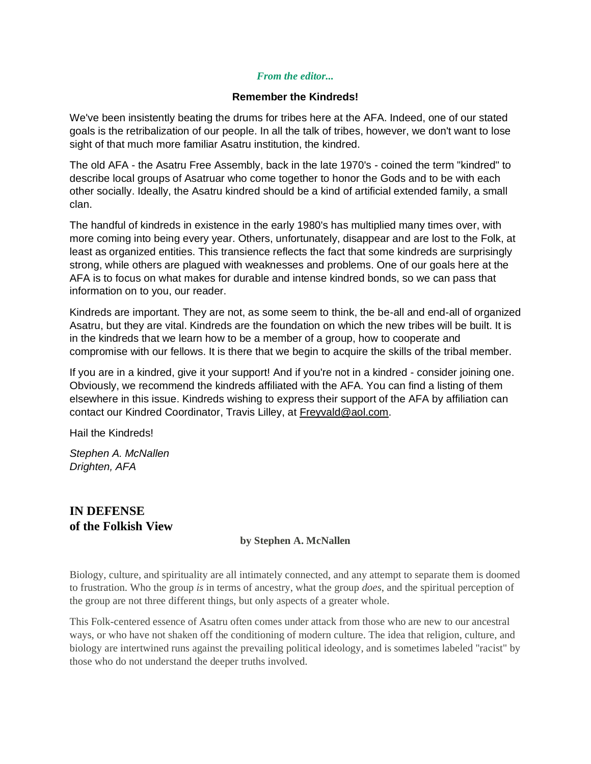*From the editor...*

**Remember the Kindreds!**

We've been insistently beating the drums for tribes here at the AFA. Indeed, one of our stated goals is the retribalization of our people. In all the talk of tribes, however, we don't want to lose sight of that much more familiar Asatru institution, the kindred.

The old AFA - the Asatru Free Assembly, back in the late 1970's - coined the term "kindred" to describe local groups of Asatruar who come together to honor the Gods and to be with each other socially. Ideally, the Asatru kindred should be a kind of artificial extended family, a small clan.

The handful of kindreds in existence in the early 1980's has multiplied many times over, with more coming into being every year. Others, unfortunately, disappear and are lost to the Folk, at least as organized entities. This transience reflects the fact that some kindreds are surprisingly strong, while others are plagued with weaknesses and problems. One of our goals here at the AFA is to focus on what makes for durable and intense kindred bonds, so we can pass that information on to you, our reader.

Kindreds are important. They are not, as some seem to think, the be-all and end-all of organized Asatru, but they are vital. Kindreds are the foundation on which the new tribes will be built. It is in the kindreds that we learn how to be a member of a group, how to cooperate and compromise with our fellows. It is there that we begin to acquire the skills of the tribal member.

If you are in a kindred, give it your support! And if you're not in a kindred - consider joining one. Obviously, we recommend the kindreds affiliated with the AFA. You can find a listing of them elsewhere in this issue. Kindreds wishing to express their support of the AFA by affiliation can contact our Kindred Coordinator, Travis Lilley, at Freyvald@aol.com.

Hail the Kindreds!

*Stephen A. McNallen*
*Drighten, AFA*

## IN DEFENSE of the Folkish View

**by Stephen A. McNallen**

Biology, culture, and spirituality are all intimately connected, and any attempt to separate them is doomed to frustration. Who the group *is* in terms of ancestry, what the group *does*, and the spiritual perception of the group are not three different things, but only aspects of a greater whole.

This Folk-centered essence of Asatru often comes under attack from those who are new to our ancestral ways, or who have not shaken off the conditioning of modern culture. The idea that religion, culture, and biology are intertwined runs against the prevailing political ideology, and is sometimes labeled "racist" by those who do not understand the deeper truths involved.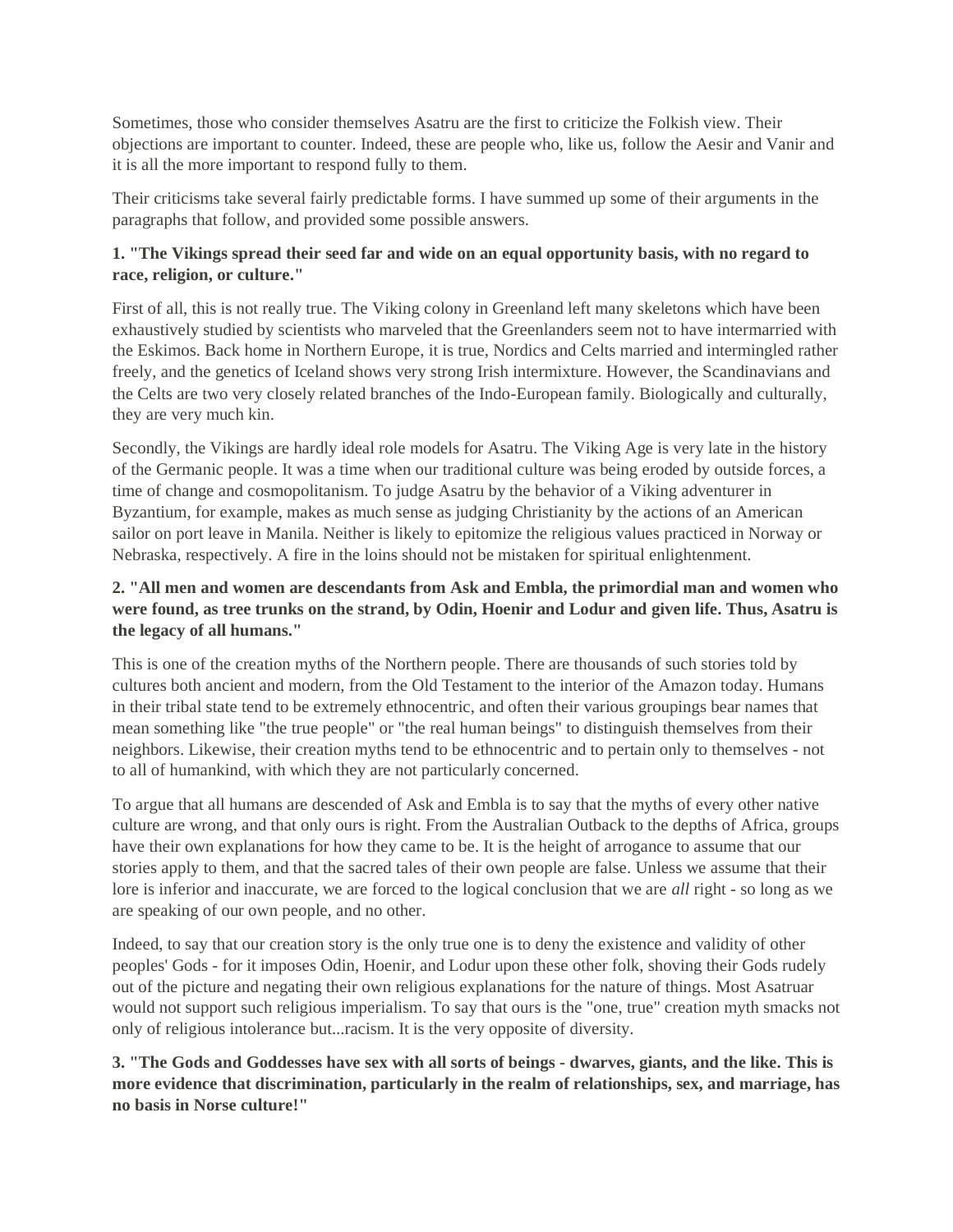Sometimes, those who consider themselves Asatru are the first to criticize the Folkish view. Their objections are important to counter. Indeed, these are people who, like us, follow the Aesir and Vanir and it is all the more important to respond fully to them.

Their criticisms take several fairly predictable forms. I have summed up some of their arguments in the paragraphs that follow, and provided some possible answers.

**1. "The Vikings spread their seed far and wide on an equal opportunity basis, with no regard to race, religion, or culture."**

First of all, this is not really true. The Viking colony in Greenland left many skeletons which have been exhaustively studied by scientists who marveled that the Greenlanders seem not to have intermarried with the Eskimos. Back home in Northern Europe, it is true, Nordics and Celts married and intermingled rather freely, and the genetics of Iceland shows very strong Irish intermixture. However, the Scandinavians and the Celts are two very closely related branches of the Indo-European family. Biologically and culturally, they are very much kin.

Secondly, the Vikings are hardly ideal role models for Asatru. The Viking Age is very late in the history of the Germanic people. It was a time when our traditional culture was being eroded by outside forces, a time of change and cosmopolitanism. To judge Asatru by the behavior of a Viking adventurer in Byzantium, for example, makes as much sense as judging Christianity by the actions of an American sailor on port leave in Manila. Neither is likely to epitomize the religious values practiced in Norway or Nebraska, respectively. A fire in the loins should not be mistaken for spiritual enlightenment.

**2. "All men and women are descendants from Ask and Embla, the primordial man and women who were found, as tree trunks on the strand, by Odin, Hoenir and Lodur and given life. Thus, Asatru is the legacy of all humans."**

This is one of the creation myths of the Northern people. There are thousands of such stories told by cultures both ancient and modern, from the Old Testament to the interior of the Amazon today. Humans in their tribal state tend to be extremely ethnocentric, and often their various groupings bear names that mean something like "the true people" or "the real human beings" to distinguish themselves from their neighbors. Likewise, their creation myths tend to be ethnocentric and to pertain only to themselves - not to all of humankind, with which they are not particularly concerned.

To argue that all humans are descended of Ask and Embla is to say that the myths of every other native culture are wrong, and that only ours is right. From the Australian Outback to the depths of Africa, groups have their own explanations for how they came to be. It is the height of arrogance to assume that our stories apply to them, and that the sacred tales of their own people are false. Unless we assume that their lore is inferior and inaccurate, we are forced to the logical conclusion that we are *all* right - so long as we are speaking of our own people, and no other.

Indeed, to say that our creation story is the only true one is to deny the existence and validity of other peoples' Gods - for it imposes Odin, Hoenir, and Lodur upon these other folk, shoving their Gods rudely out of the picture and negating their own religious explanations for the nature of things. Most Asatruar would not support such religious imperialism. To say that ours is the "one, true" creation myth smacks not only of religious intolerance but...racism. It is the very opposite of diversity.

**3. "The Gods and Goddesses have sex with all sorts of beings - dwarves, giants, and the like. This is more evidence that discrimination, particularly in the realm of relationships, sex, and marriage, has no basis in Norse culture!"**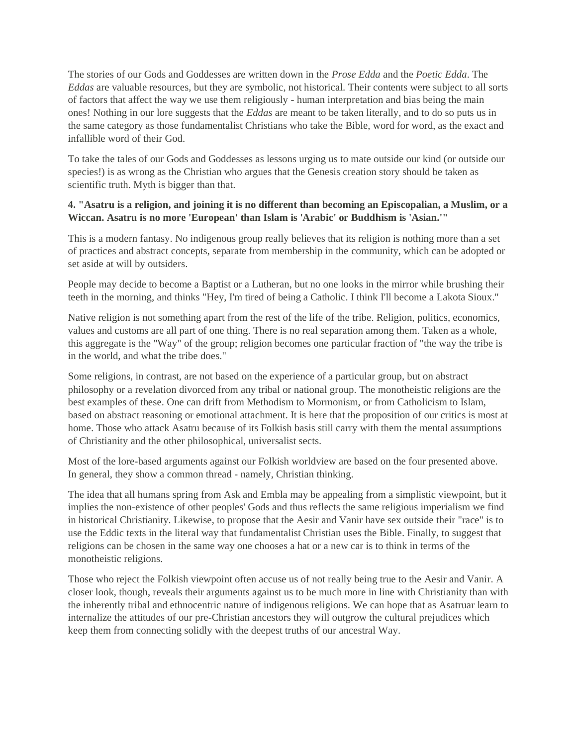The stories of our Gods and Goddesses are written down in the *Prose Edda* and the *Poetic Edda*. The *Eddas* are valuable resources, but they are symbolic, not historical. Their contents were subject to all sorts of factors that affect the way we use them religiously - human interpretation and bias being the main ones! Nothing in our lore suggests that the *Eddas* are meant to be taken literally, and to do so puts us in the same category as those fundamentalist Christians who take the Bible, word for word, as the exact and infallible word of their God.

To take the tales of our Gods and Goddesses as lessons urging us to mate outside our kind (or outside our species!) is as wrong as the Christian who argues that the Genesis creation story should be taken as scientific truth. Myth is bigger than that.

**4. "Asatru is a religion, and joining it is no different than becoming an Episcopalian, a Muslim, or a Wiccan. Asatru is no more 'European' than Islam is 'Arabic' or Buddhism is 'Asian.'"**

This is a modern fantasy. No indigenous group really believes that its religion is nothing more than a set of practices and abstract concepts, separate from membership in the community, which can be adopted or set aside at will by outsiders.

People may decide to become a Baptist or a Lutheran, but no one looks in the mirror while brushing their teeth in the morning, and thinks "Hey, I'm tired of being a Catholic. I think I'll become a Lakota Sioux."

Native religion is not something apart from the rest of the life of the tribe. Religion, politics, economics, values and customs are all part of one thing. There is no real separation among them. Taken as a whole, this aggregate is the "Way" of the group; religion becomes one particular fraction of "the way the tribe is in the world, and what the tribe does."

Some religions, in contrast, are not based on the experience of a particular group, but on abstract philosophy or a revelation divorced from any tribal or national group. The monotheistic religions are the best examples of these. One can drift from Methodism to Mormonism, or from Catholicism to Islam, based on abstract reasoning or emotional attachment. It is here that the proposition of our critics is most at home. Those who attack Asatru because of its Folkish basis still carry with them the mental assumptions of Christianity and the other philosophical, universalist sects.

Most of the lore-based arguments against our Folkish worldview are based on the four presented above. In general, they show a common thread - namely, Christian thinking.

The idea that all humans spring from Ask and Embla may be appealing from a simplistic viewpoint, but it implies the non-existence of other peoples' Gods and thus reflects the same religious imperialism we find in historical Christianity. Likewise, to propose that the Aesir and Vanir have sex outside their "race" is to use the Eddic texts in the literal way that fundamentalist Christian uses the Bible. Finally, to suggest that religions can be chosen in the same way one chooses a hat or a new car is to think in terms of the monotheistic religions.

Those who reject the Folkish viewpoint often accuse us of not really being true to the Aesir and Vanir. A closer look, though, reveals their arguments against us to be much more in line with Christianity than with the inherently tribal and ethnocentric nature of indigenous religions. We can hope that as Asatruar learn to internalize the attitudes of our pre-Christian ancestors they will outgrow the cultural prejudices which keep them from connecting solidly with the deepest truths of our ancestral Way.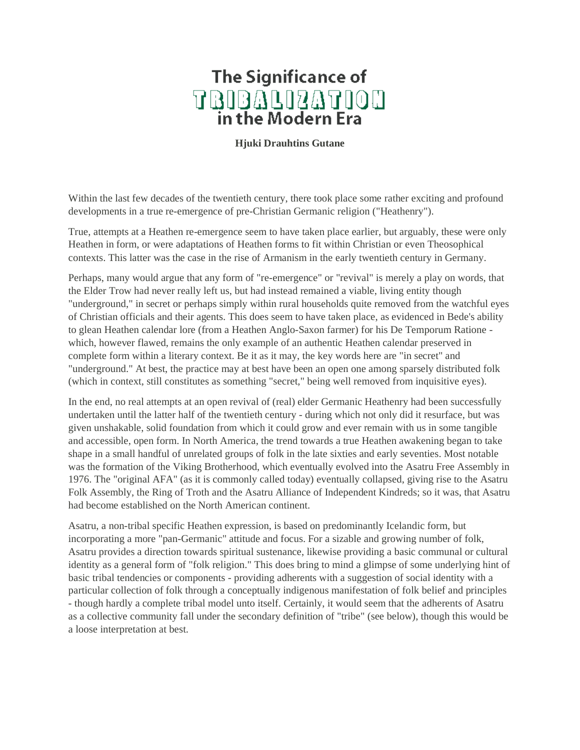# The Significance of TRIBALIZATION in the Modern Era

**Hjuki Drauhtins Gutane**

Within the last few decades of the twentieth century, there took place some rather exciting and profound developments in a true re-emergence of pre-Christian Germanic religion ("Heathenry").

True, attempts at a Heathen re-emergence seem to have taken place earlier, but arguably, these were only Heathen in form, or were adaptations of Heathen forms to fit within Christian or even Theosophical contexts. This latter was the case in the rise of Armanism in the early twentieth century in Germany.

Perhaps, many would argue that any form of "re-emergence" or "revival" is merely a play on words, that the Elder Trow had never really left us, but had instead remained a viable, living entity though "underground," in secret or perhaps simply within rural households quite removed from the watchful eyes of Christian officials and their agents. This does seem to have taken place, as evidenced in Bede's ability to glean Heathen calendar lore (from a Heathen Anglo-Saxon farmer) for his De Temporum Ratione - which, however flawed, remains the only example of an authentic Heathen calendar preserved in complete form within a literary context. Be it as it may, the key words here are "in secret" and "underground." At best, the practice may at best have been an open one among sparsely distributed folk (which in context, still constitutes as something "secret," being well removed from inquisitive eyes).

In the end, no real attempts at an open revival of (real) elder Germanic Heathenry had been successfully undertaken until the latter half of the twentieth century - during which not only did it resurface, but was given unshakable, solid foundation from which it could grow and ever remain with us in some tangible and accessible, open form. In North America, the trend towards a true Heathen awakening began to take shape in a small handful of unrelated groups of folk in the late sixties and early seventies. Most notable was the formation of the Viking Brotherhood, which eventually evolved into the Asatru Free Assembly in 1976. The "original AFA" (as it is commonly called today) eventually collapsed, giving rise to the Asatru Folk Assembly, the Ring of Troth and the Asatru Alliance of Independent Kindreds; so it was, that Asatru had become established on the North American continent.

Asatru, a non-tribal specific Heathen expression, is based on predominantly Icelandic form, but incorporating a more "pan-Germanic" attitude and focus. For a sizable and growing number of folk, Asatru provides a direction towards spiritual sustenance, likewise providing a basic communal or cultural identity as a general form of "folk religion." This does bring to mind a glimpse of some underlying hint of basic tribal tendencies or components - providing adherents with a suggestion of social identity with a particular collection of folk through a conceptually indigenous manifestation of folk belief and principles - though hardly a complete tribal model unto itself. Certainly, it would seem that the adherents of Asatru as a collective community fall under the secondary definition of "tribe" (see below), though this would be a loose interpretation at best.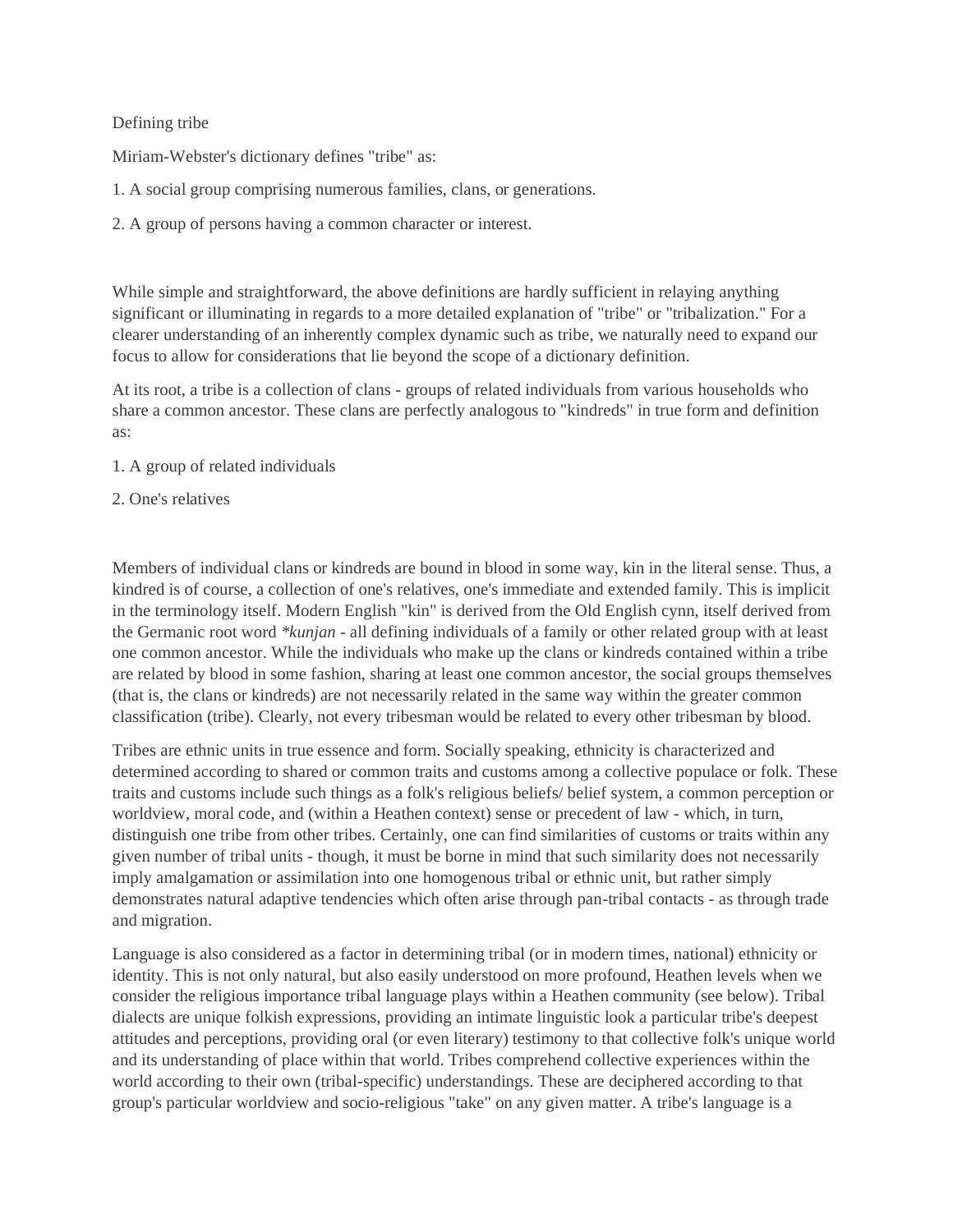# Defining tribe

Miriam-Webster's dictionary defines "tribe" as:

1. A social group comprising numerous families, clans, or generations.

2. A group of persons having a common character or interest.

While simple and straightforward, the above definitions are hardly sufficient in relaying anything significant or illuminating in regards to a more detailed explanation of "tribe" or "tribalization." For a clearer understanding of an inherently complex dynamic such as tribe, we naturally need to expand our focus to allow for considerations that lie beyond the scope of a dictionary definition.

At its root, a tribe is a collection of clans - groups of related individuals from various households who share a common ancestor. These clans are perfectly analogous to "kindreds" in true form and definition as:

1. A group of related individuals

2. One's relatives

Members of individual clans or kindreds are bound in blood in some way, kin in the literal sense. Thus, a kindred is of course, a collection of one's relatives, one's immediate and extended family. This is implicit in the terminology itself. Modern English "kin" is derived from the Old English cynn, itself derived from the Germanic root word *\*kunjan* - all defining individuals of a family or other related group with at least one common ancestor. While the individuals who make up the clans or kindreds contained within a tribe are related by blood in some fashion, sharing at least one common ancestor, the social groups themselves (that is, the clans or kindreds) are not necessarily related in the same way within the greater common classification (tribe). Clearly, not every tribesman would be related to every other tribesman by blood.

Tribes are ethnic units in true essence and form. Socially speaking, ethnicity is characterized and determined according to shared or common traits and customs among a collective populace or folk. These traits and customs include such things as a folk's religious beliefs/ belief system, a common perception or worldview, moral code, and (within a Heathen context) sense or precedent of law - which, in turn, distinguish one tribe from other tribes. Certainly, one can find similarities of customs or traits within any given number of tribal units - though, it must be borne in mind that such similarity does not necessarily imply amalgamation or assimilation into one homogenous tribal or ethnic unit, but rather simply demonstrates natural adaptive tendencies which often arise through pan-tribal contacts - as through trade and migration.

Language is also considered as a factor in determining tribal (or in modern times, national) ethnicity or identity. This is not only natural, but also easily understood on more profound, Heathen levels when we consider the religious importance tribal language plays within a Heathen community (see below). Tribal dialects are unique folkish expressions, providing an intimate linguistic look a particular tribe's deepest attitudes and perceptions, providing oral (or even literary) testimony to that collective folk's unique world and its understanding of place within that world. Tribes comprehend collective experiences within the world according to their own (tribal-specific) understandings. These are deciphered according to that group's particular worldview and socio-religious "take" on any given matter. A tribe's language is a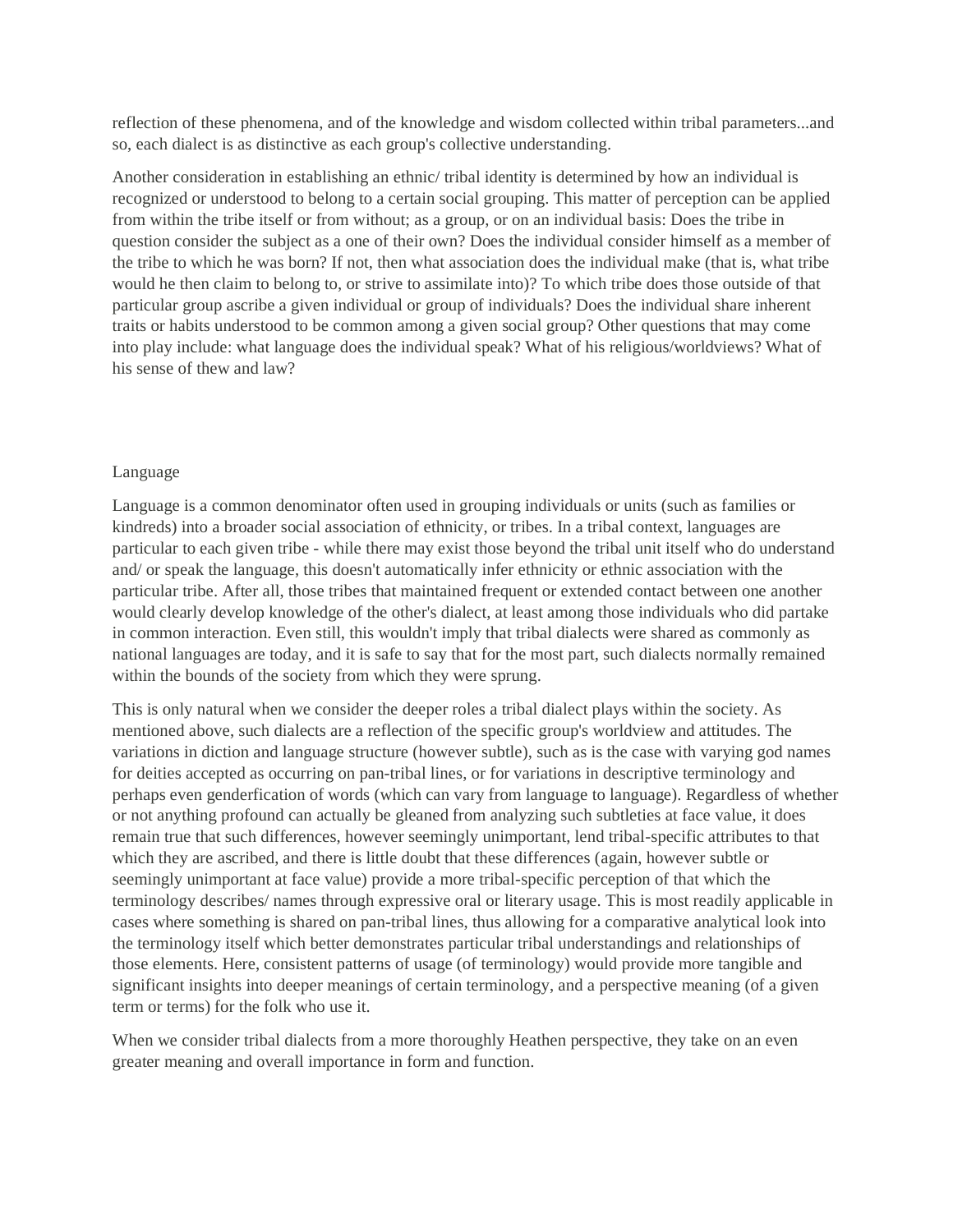reflection of these phenomena, and of the knowledge and wisdom collected within tribal parameters...and so, each dialect is as distinctive as each group's collective understanding.

Another consideration in establishing an ethnic/ tribal identity is determined by how an individual is recognized or understood to belong to a certain social grouping. This matter of perception can be applied from within the tribe itself or from without; as a group, or on an individual basis: Does the tribe in question consider the subject as a one of their own? Does the individual consider himself as a member of the tribe to which he was born? If not, then what association does the individual make (that is, what tribe would he then claim to belong to, or strive to assimilate into)? To which tribe does those outside of that particular group ascribe a given individual or group of individuals? Does the individual share inherent traits or habits understood to be common among a given social group? Other questions that may come into play include: what language does the individual speak? What of his religious/worldviews? What of his sense of thew and law?

## Language

Language is a common denominator often used in grouping individuals or units (such as families or kindreds) into a broader social association of ethnicity, or tribes. In a tribal context, languages are particular to each given tribe - while there may exist those beyond the tribal unit itself who do understand and/ or speak the language, this doesn't automatically infer ethnicity or ethnic association with the particular tribe. After all, those tribes that maintained frequent or extended contact between one another would clearly develop knowledge of the other's dialect, at least among those individuals who did partake in common interaction. Even still, this wouldn't imply that tribal dialects were shared as commonly as national languages are today, and it is safe to say that for the most part, such dialects normally remained within the bounds of the society from which they were sprung.

This is only natural when we consider the deeper roles a tribal dialect plays within the society. As mentioned above, such dialects are a reflection of the specific group's worldview and attitudes. The variations in diction and language structure (however subtle), such as is the case with varying god names for deities accepted as occurring on pan-tribal lines, or for variations in descriptive terminology and perhaps even genderfication of words (which can vary from language to language). Regardless of whether or not anything profound can actually be gleaned from analyzing such subtleties at face value, it does remain true that such differences, however seemingly unimportant, lend tribal-specific attributes to that which they are ascribed, and there is little doubt that these differences (again, however subtle or seemingly unimportant at face value) provide a more tribal-specific perception of that which the terminology describes/ names through expressive oral or literary usage. This is most readily applicable in cases where something is shared on pan-tribal lines, thus allowing for a comparative analytical look into the terminology itself which better demonstrates particular tribal understandings and relationships of those elements. Here, consistent patterns of usage (of terminology) would provide more tangible and significant insights into deeper meanings of certain terminology, and a perspective meaning (of a given term or terms) for the folk who use it.

When we consider tribal dialects from a more thoroughly Heathen perspective, they take on an even greater meaning and overall importance in form and function.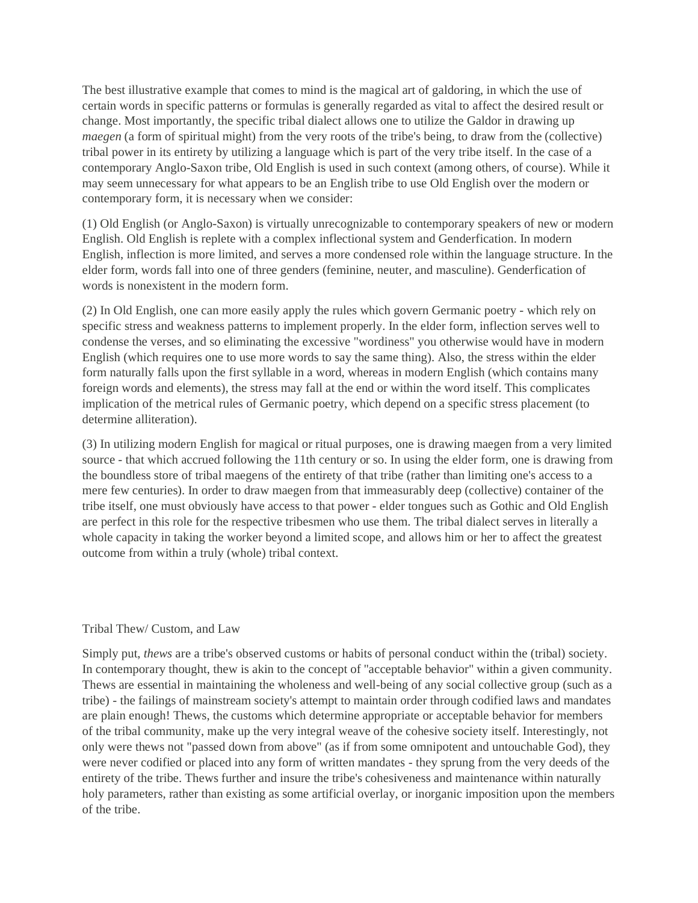The best illustrative example that comes to mind is the magical art of galdoring, in which the use of certain words in specific patterns or formulas is generally regarded as vital to affect the desired result or change. Most importantly, the specific tribal dialect allows one to utilize the Galdor in drawing up *maegen* (a form of spiritual might) from the very roots of the tribe's being, to draw from the (collective) tribal power in its entirety by utilizing a language which is part of the very tribe itself. In the case of a contemporary Anglo-Saxon tribe, Old English is used in such context (among others, of course). While it may seem unnecessary for what appears to be an English tribe to use Old English over the modern or contemporary form, it is necessary when we consider:

(1) Old English (or Anglo-Saxon) is virtually unrecognizable to contemporary speakers of new or modern English. Old English is replete with a complex inflectional system and Genderfication. In modern English, inflection is more limited, and serves a more condensed role within the language structure. In the elder form, words fall into one of three genders (feminine, neuter, and masculine). Genderfication of words is nonexistent in the modern form.

(2) In Old English, one can more easily apply the rules which govern Germanic poetry - which rely on specific stress and weakness patterns to implement properly. In the elder form, inflection serves well to condense the verses, and so eliminating the excessive "wordiness" you otherwise would have in modern English (which requires one to use more words to say the same thing). Also, the stress within the elder form naturally falls upon the first syllable in a word, whereas in modern English (which contains many foreign words and elements), the stress may fall at the end or within the word itself. This complicates implication of the metrical rules of Germanic poetry, which depend on a specific stress placement (to determine alliteration).

(3) In utilizing modern English for magical or ritual purposes, one is drawing maegen from a very limited source - that which accrued following the 11th century or so. In using the elder form, one is drawing from the boundless store of tribal maegens of the entirety of that tribe (rather than limiting one's access to a mere few centuries). In order to draw maegen from that immeasurably deep (collective) container of the tribe itself, one must obviously have access to that power - elder tongues such as Gothic and Old English are perfect in this role for the respective tribesmen who use them. The tribal dialect serves in literally a whole capacity in taking the worker beyond a limited scope, and allows him or her to affect the greatest outcome from within a truly (whole) tribal context.

## Tribal Thew/ Custom, and Law

Simply put, *thews* are a tribe's observed customs or habits of personal conduct within the (tribal) society. In contemporary thought, thew is akin to the concept of "acceptable behavior" within a given community. Thews are essential in maintaining the wholeness and well-being of any social collective group (such as a tribe) - the failings of mainstream society's attempt to maintain order through codified laws and mandates are plain enough! Thews, the customs which determine appropriate or acceptable behavior for members of the tribal community, make up the very integral weave of the cohesive society itself. Interestingly, not only were thews not "passed down from above" (as if from some omnipotent and untouchable God), they were never codified or placed into any form of written mandates - they sprung from the very deeds of the entirety of the tribe. Thews further and insure the tribe's cohesiveness and maintenance within naturally holy parameters, rather than existing as some artificial overlay, or inorganic imposition upon the members of the tribe.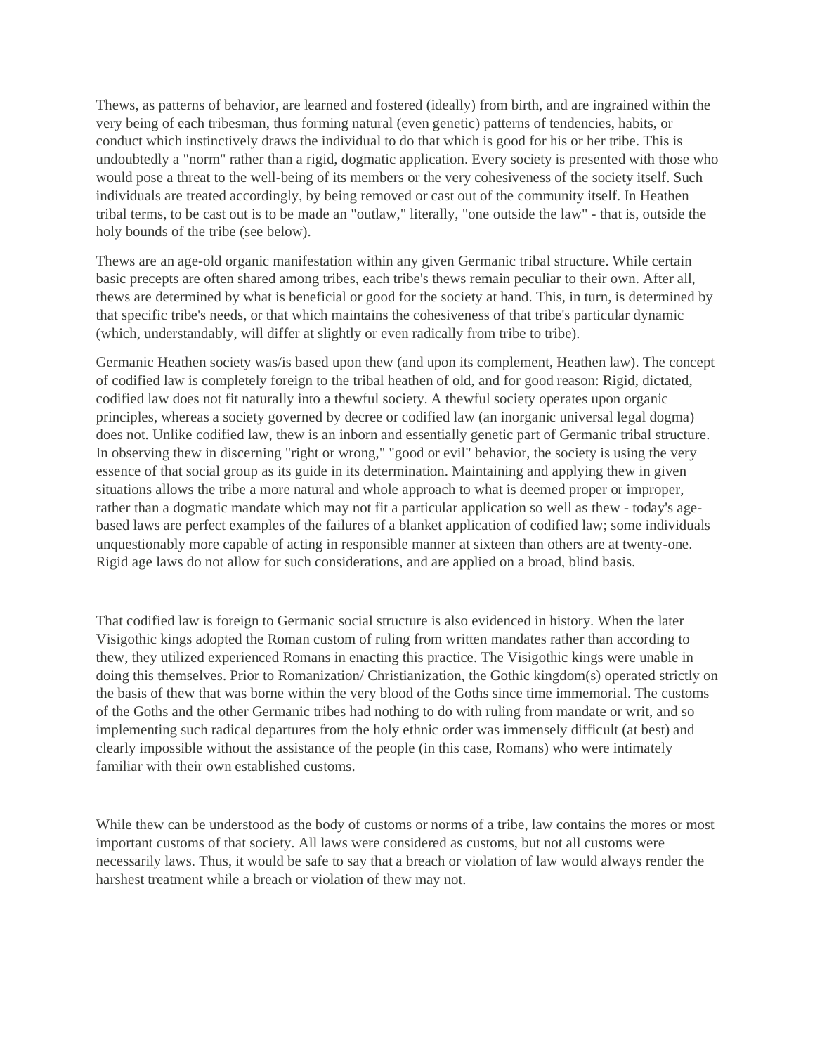Thews, as patterns of behavior, are learned and fostered (ideally) from birth, and are ingrained within the very being of each tribesman, thus forming natural (even genetic) patterns of tendencies, habits, or conduct which instinctively draws the individual to do that which is good for his or her tribe. This is undoubtedly a "norm" rather than a rigid, dogmatic application. Every society is presented with those who would pose a threat to the well-being of its members or the very cohesiveness of the society itself. Such individuals are treated accordingly, by being removed or cast out of the community itself. In Heathen tribal terms, to be cast out is to be made an "outlaw," literally, "one outside the law" - that is, outside the holy bounds of the tribe (see below).

Thews are an age-old organic manifestation within any given Germanic tribal structure. While certain basic precepts are often shared among tribes, each tribe's thews remain peculiar to their own. After all, thews are determined by what is beneficial or good for the society at hand. This, in turn, is determined by that specific tribe's needs, or that which maintains the cohesiveness of that tribe's particular dynamic (which, understandably, will differ at slightly or even radically from tribe to tribe).

Germanic Heathen society was/is based upon thew (and upon its complement, Heathen law). The concept of codified law is completely foreign to the tribal heathen of old, and for good reason: Rigid, dictated, codified law does not fit naturally into a thewful society. A thewful society operates upon organic principles, whereas a society governed by decree or codified law (an inorganic universal legal dogma) does not. Unlike codified law, thew is an inborn and essentially genetic part of Germanic tribal structure. In observing thew in discerning "right or wrong," "good or evil" behavior, the society is using the very essence of that social group as its guide in its determination. Maintaining and applying thew in given situations allows the tribe a more natural and whole approach to what is deemed proper or improper, rather than a dogmatic mandate which may not fit a particular application so well as thew - today's age-based laws are perfect examples of the failures of a blanket application of codified law; some individuals unquestionably more capable of acting in responsible manner at sixteen than others are at twenty-one. Rigid age laws do not allow for such considerations, and are applied on a broad, blind basis.

That codified law is foreign to Germanic social structure is also evidenced in history. When the later Visigothic kings adopted the Roman custom of ruling from written mandates rather than according to thew, they utilized experienced Romans in enacting this practice. The Visigothic kings were unable in doing this themselves. Prior to Romanization/ Christianization, the Gothic kingdom(s) operated strictly on the basis of thew that was borne within the very blood of the Goths since time immemorial. The customs of the Goths and the other Germanic tribes had nothing to do with ruling from mandate or writ, and so implementing such radical departures from the holy ethnic order was immensely difficult (at best) and clearly impossible without the assistance of the people (in this case, Romans) who were intimately familiar with their own established customs.

While thew can be understood as the body of customs or norms of a tribe, law contains the mores or most important customs of that society. All laws were considered as customs, but not all customs were necessarily laws. Thus, it would be safe to say that a breach or violation of law would always render the harshest treatment while a breach or violation of thew may not.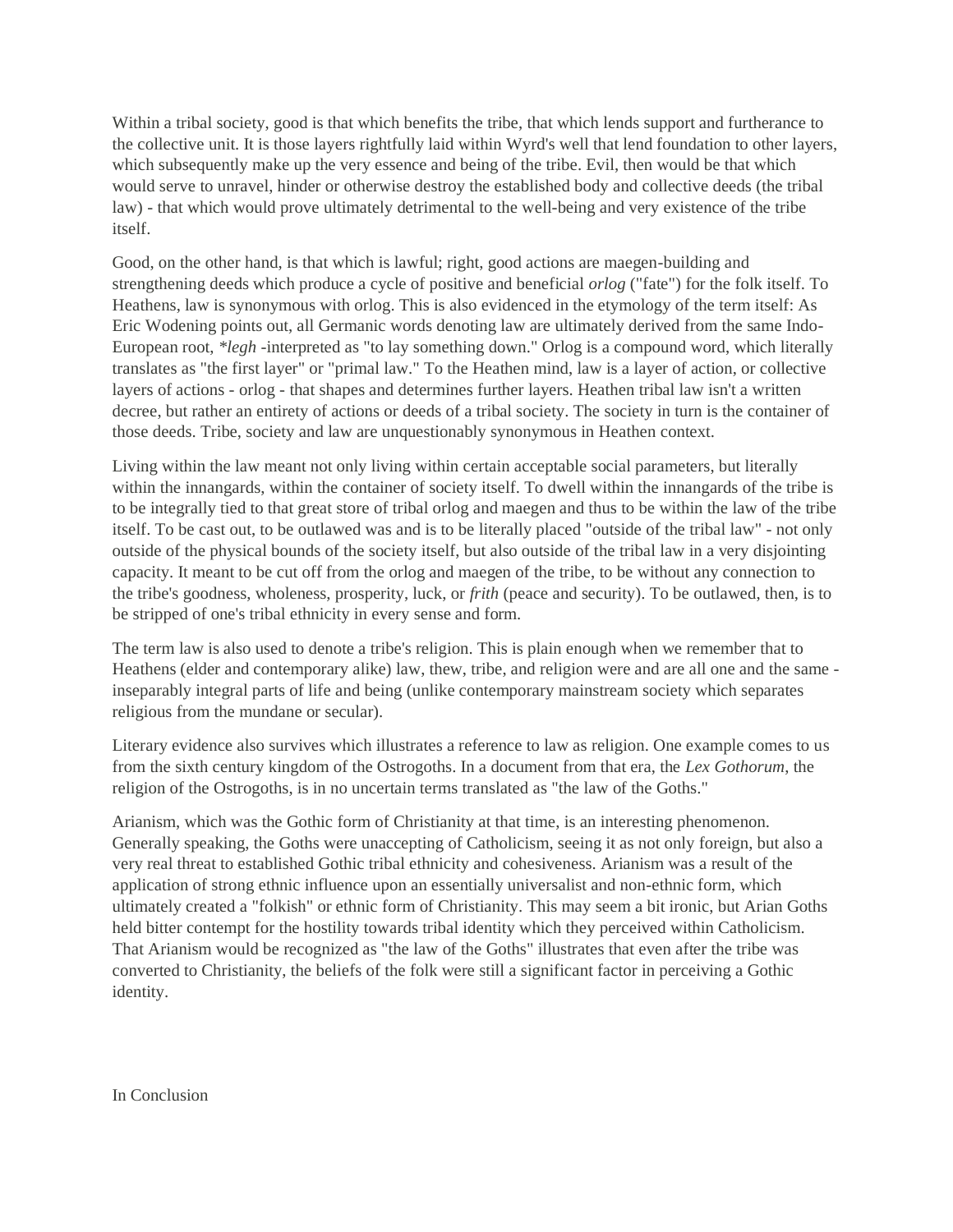Within a tribal society, good is that which benefits the tribe, that which lends support and furtherance to the collective unit. It is those layers rightfully laid within Wyrd's well that lend foundation to other layers, which subsequently make up the very essence and being of the tribe. Evil, then would be that which would serve to unravel, hinder or otherwise destroy the established body and collective deeds (the tribal law) - that which would prove ultimately detrimental to the well-being and very existence of the tribe itself.

Good, on the other hand, is that which is lawful; right, good actions are maegen-building and strengthening deeds which produce a cycle of positive and beneficial *orlog* ("fate") for the folk itself. To Heathens, law is synonymous with orlog. This is also evidenced in the etymology of the term itself: As Eric Wodening points out, all Germanic words denoting law are ultimately derived from the same Indo-European root, **legh* -interpreted as "to lay something down." Orlog is a compound word, which literally translates as "the first layer" or "primal law." To the Heathen mind, law is a layer of action, or collective layers of actions - orlog - that shapes and determines further layers. Heathen tribal law isn't a written decree, but rather an entirety of actions or deeds of a tribal society. The society in turn is the container of those deeds. Tribe, society and law are unquestionably synonymous in Heathen context.

Living within the law meant not only living within certain acceptable social parameters, but literally within the innangards, within the container of society itself. To dwell within the innangards of the tribe is to be integrally tied to that great store of tribal orlog and maegen and thus to be within the law of the tribe itself. To be cast out, to be outlawed was and is to be literally placed "outside of the tribal law" - not only outside of the physical bounds of the society itself, but also outside of the tribal law in a very disjointing capacity. It meant to be cut off from the orlog and maegen of the tribe, to be without any connection to the tribe's goodness, wholeness, prosperity, luck, or *frith* (peace and security). To be outlawed, then, is to be stripped of one's tribal ethnicity in every sense and form.

The term law is also used to denote a tribe's religion. This is plain enough when we remember that to Heathens (elder and contemporary alike) law, thew, tribe, and religion were and are all one and the same - inseparably integral parts of life and being (unlike contemporary mainstream society which separates religious from the mundane or secular).

Literary evidence also survives which illustrates a reference to law as religion. One example comes to us from the sixth century kingdom of the Ostrogoths. In a document from that era, the *Lex Gothorum*, the religion of the Ostrogoths, is in no uncertain terms translated as "the law of the Goths."

Arianism, which was the Gothic form of Christianity at that time, is an interesting phenomenon. Generally speaking, the Goths were unaccepting of Catholicism, seeing it as not only foreign, but also a very real threat to established Gothic tribal ethnicity and cohesiveness. Arianism was a result of the application of strong ethnic influence upon an essentially universalist and non-ethnic form, which ultimately created a "folkish" or ethnic form of Christianity. This may seem a bit ironic, but Arian Goths held bitter contempt for the hostility towards tribal identity which they perceived within Catholicism. That Arianism would be recognized as "the law of the Goths" illustrates that even after the tribe was converted to Christianity, the beliefs of the folk were still a significant factor in perceiving a Gothic identity.

## In Conclusion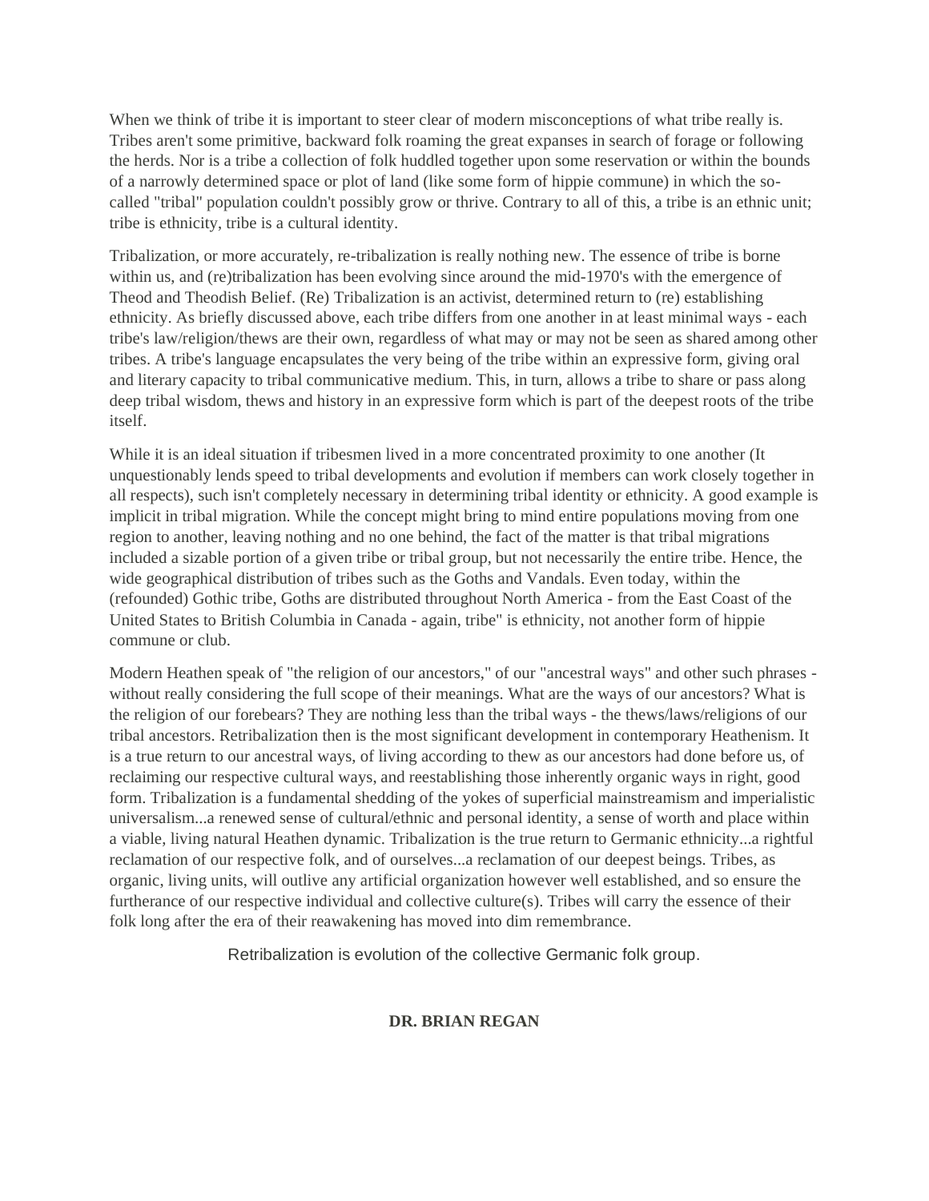When we think of tribe it is important to steer clear of modern misconceptions of what tribe really is. Tribes aren't some primitive, backward folk roaming the great expanses in search of forage or following the herds. Nor is a tribe a collection of folk huddled together upon some reservation or within the bounds of a narrowly determined space or plot of land (like some form of hippie commune) in which the so-called "tribal" population couldn't possibly grow or thrive. Contrary to all of this, a tribe is an ethnic unit; tribe is ethnicity, tribe is a cultural identity.

Tribalization, or more accurately, re-tribalization is really nothing new. The essence of tribe is borne within us, and (re)tribalization has been evolving since around the mid-1970's with the emergence of Theod and Theodish Belief. (Re) Tribalization is an activist, determined return to (re) establishing ethnicity. As briefly discussed above, each tribe differs from one another in at least minimal ways - each tribe's law/religion/thews are their own, regardless of what may or may not be seen as shared among other tribes. A tribe's language encapsulates the very being of the tribe within an expressive form, giving oral and literary capacity to tribal communicative medium. This, in turn, allows a tribe to share or pass along deep tribal wisdom, thews and history in an expressive form which is part of the deepest roots of the tribe itself.

While it is an ideal situation if tribesmen lived in a more concentrated proximity to one another (It unquestionably lends speed to tribal developments and evolution if members can work closely together in all respects), such isn't completely necessary in determining tribal identity or ethnicity. A good example is implicit in tribal migration. While the concept might bring to mind entire populations moving from one region to another, leaving nothing and no one behind, the fact of the matter is that tribal migrations included a sizable portion of a given tribe or tribal group, but not necessarily the entire tribe. Hence, the wide geographical distribution of tribes such as the Goths and Vandals. Even today, within the (refounded) Gothic tribe, Goths are distributed throughout North America - from the East Coast of the United States to British Columbia in Canada - again, tribe" is ethnicity, not another form of hippie commune or club.

Modern Heathen speak of "the religion of our ancestors," of our "ancestral ways" and other such phrases - without really considering the full scope of their meanings. What are the ways of our ancestors? What is the religion of our forebears? They are nothing less than the tribal ways - the thews/laws/religions of our tribal ancestors. Retribalization then is the most significant development in contemporary Heathenism. It is a true return to our ancestral ways, of living according to thew as our ancestors had done before us, of reclaiming our respective cultural ways, and reestablishing those inherently organic ways in right, good form. Tribalization is a fundamental shedding of the yokes of superficial mainstreamism and imperialistic universalism...a renewed sense of cultural/ethnic and personal identity, a sense of worth and place within a viable, living natural Heathen dynamic. Tribalization is the true return to Germanic ethnicity...a rightful reclamation of our respective folk, and of ourselves...a reclamation of our deepest beings. Tribes, as organic, living units, will outlive any artificial organization however well established, and so ensure the furtherance of our respective individual and collective culture(s). Tribes will carry the essence of their folk long after the era of their reawakening has moved into dim remembrance.

Retribalization is evolution of the collective Germanic folk group.

**DR. BRIAN REGAN**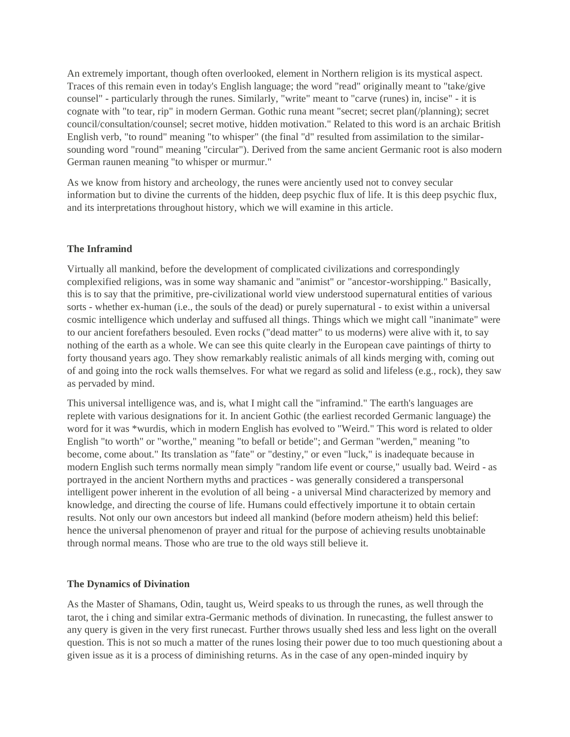An extremely important, though often overlooked, element in Northern religion is its mystical aspect. Traces of this remain even in today's English language; the word "read" originally meant to "take/give counsel" - particularly through the runes. Similarly, "write" meant to "carve (runes) in, incise" - it is cognate with "to tear, rip" in modern German. Gothic runa meant "secret; secret plan(/planning); secret council/consultation/counsel; secret motive, hidden motivation." Related to this word is an archaic British English verb, "to round" meaning "to whisper" (the final "d" resulted from assimilation to the similar-sounding word "round" meaning "circular"). Derived from the same ancient Germanic root is also modern German raunen meaning "to whisper or murmur."

As we know from history and archeology, the runes were anciently used not to convey secular information but to divine the currents of the hidden, deep psychic flux of life. It is this deep psychic flux, and its interpretations throughout history, which we will examine in this article.

### The Inframind

Virtually all mankind, before the development of complicated civilizations and correspondingly complexified religions, was in some way shamanic and "animist" or "ancestor-worshipping." Basically, this is to say that the primitive, pre-civilizational world view understood supernatural entities of various sorts - whether ex-human (i.e., the souls of the dead) or purely supernatural - to exist within a universal cosmic intelligence which underlay and suffused all things. Things which we might call "inanimate" were to our ancient forefathers besouled. Even rocks ("dead matter" to us moderns) were alive with it, to say nothing of the earth as a whole. We can see this quite clearly in the European cave paintings of thirty to forty thousand years ago. They show remarkably realistic animals of all kinds merging with, coming out of and going into the rock walls themselves. For what we regard as solid and lifeless (e.g., rock), they saw as pervaded by mind.

This universal intelligence was, and is, what I might call the "inframind." The earth's languages are replete with various designations for it. In ancient Gothic (the earliest recorded Germanic language) the word for it was *wurdis, which in modern English has evolved to "Weird." This word is related to older English "to worth" or "worthe," meaning "to befall or betide"; and German "werden," meaning "to become, come about." Its translation as "fate" or "destiny," or even "luck," is inadequate because in modern English such terms normally mean simply "random life event or course," usually bad. Weird - as portrayed in the ancient Northern myths and practices - was generally considered a transpersonal intelligent power inherent in the evolution of all being - a universal Mind characterized by memory and knowledge, and directing the course of life. Humans could effectively importune it to obtain certain results. Not only our own ancestors but indeed all mankind (before modern atheism) held this belief: hence the universal phenomenon of prayer and ritual for the purpose of achieving results unobtainable through normal means. Those who are true to the old ways still believe it.

### The Dynamics of Divination

As the Master of Shamans, Odin, taught us, Weird speaks to us through the runes, as well through the tarot, the i ching and similar extra-Germanic methods of divination. In runecasting, the fullest answer to any query is given in the very first runecast. Further throws usually shed less and less light on the overall question. This is not so much a matter of the runes losing their power due to too much questioning about a given issue as it is a process of diminishing returns. As in the case of any open-minded inquiry by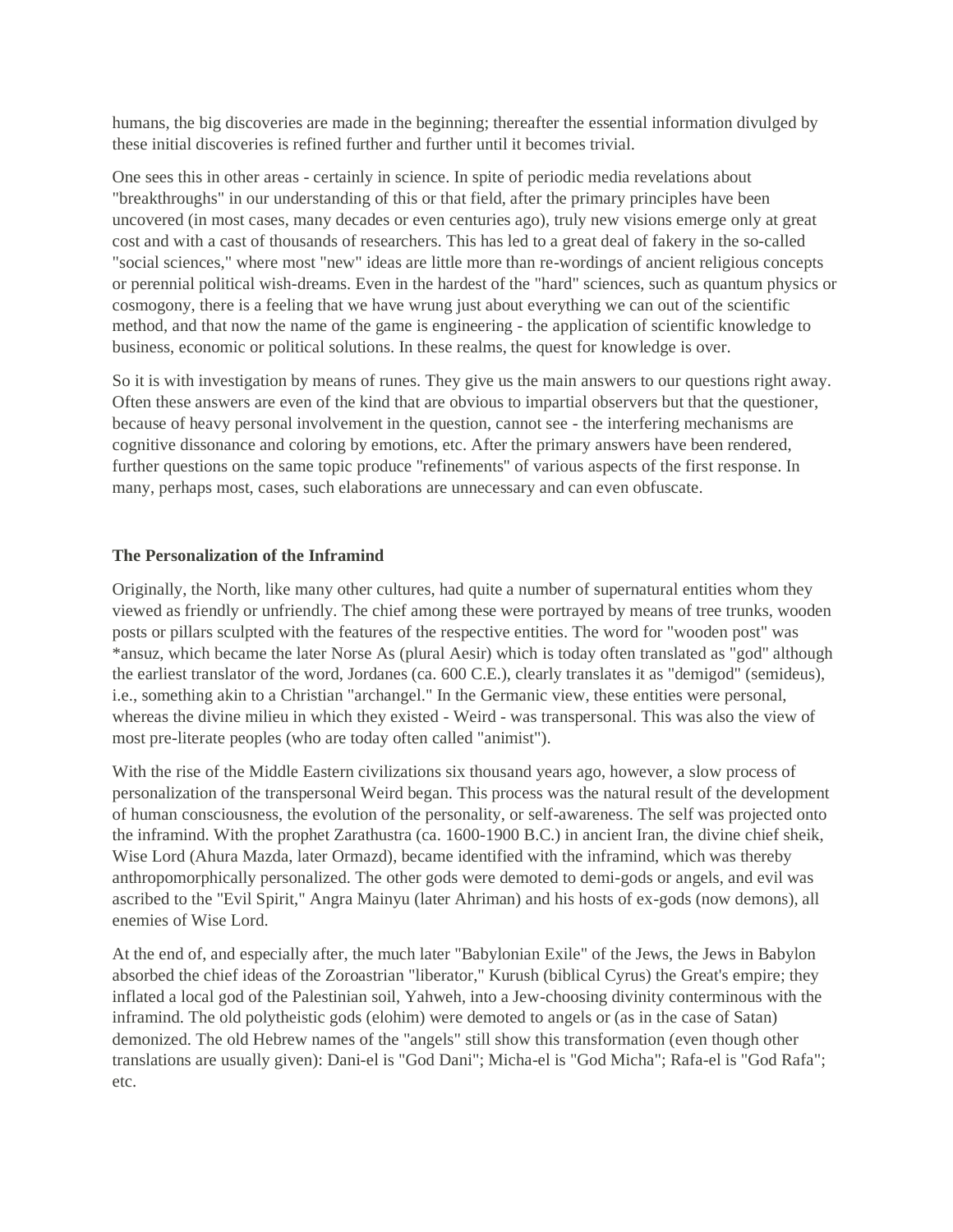humans, the big discoveries are made in the beginning; thereafter the essential information divulged by these initial discoveries is refined further and further until it becomes trivial.

One sees this in other areas - certainly in science. In spite of periodic media revelations about "breakthroughs" in our understanding of this or that field, after the primary principles have been uncovered (in most cases, many decades or even centuries ago), truly new visions emerge only at great cost and with a cast of thousands of researchers. This has led to a great deal of fakery in the so-called "social sciences," where most "new" ideas are little more than re-wordings of ancient religious concepts or perennial political wish-dreams. Even in the hardest of the "hard" sciences, such as quantum physics or cosmogony, there is a feeling that we have wrung just about everything we can out of the scientific method, and that now the name of the game is engineering - the application of scientific knowledge to business, economic or political solutions. In these realms, the quest for knowledge is over.

So it is with investigation by means of runes. They give us the main answers to our questions right away. Often these answers are even of the kind that are obvious to impartial observers but that the questioner, because of heavy personal involvement in the question, cannot see - the interfering mechanisms are cognitive dissonance and coloring by emotions, etc. After the primary answers have been rendered, further questions on the same topic produce "refinements" of various aspects of the first response. In many, perhaps most, cases, such elaborations are unnecessary and can even obfuscate.

**The Personalization of the Inframind**

Originally, the North, like many other cultures, had quite a number of supernatural entities whom they viewed as friendly or unfriendly. The chief among these were portrayed by means of tree trunks, wooden posts or pillars sculpted with the features of the respective entities. The word for "wooden post" was *ansuz, which became the later Norse As (plural Aesir) which is today often translated as "god" although the earliest translator of the word, Jordanes (ca. 600 C.E.), clearly translates it as "demigod" (semideus), i.e., something akin to a Christian "archangel." In the Germanic view, these entities were personal, whereas the divine milieu in which they existed - Weird - was transpersonal. This was also the view of most pre-literate peoples (who are today often called "animist").

With the rise of the Middle Eastern civilizations six thousand years ago, however, a slow process of personalization of the transpersonal Weird began. This process was the natural result of the development of human consciousness, the evolution of the personality, or self-awareness. The self was projected onto the inframind. With the prophet Zarathustra (ca. 1600-1900 B.C.) in ancient Iran, the divine chief sheik, Wise Lord (Ahura Mazda, later Ormazd), became identified with the inframind, which was thereby anthropomorphically personalized. The other gods were demoted to demi-gods or angels, and evil was ascribed to the "Evil Spirit," Angra Mainyu (later Ahriman) and his hosts of ex-gods (now demons), all enemies of Wise Lord.

At the end of, and especially after, the much later "Babylonian Exile" of the Jews, the Jews in Babylon absorbed the chief ideas of the Zoroastrian "liberator," Kurush (biblical Cyrus) the Great's empire; they inflated a local god of the Palestinian soil, Yahweh, into a Jew-choosing divinity conterminous with the inframind. The old polytheistic gods (elohim) were demoted to angels or (as in the case of Satan) demonized. The old Hebrew names of the "angels" still show this transformation (even though other translations are usually given): Dani-el is "God Dani"; Micha-el is "God Micha"; Rafa-el is "God Rafa"; etc.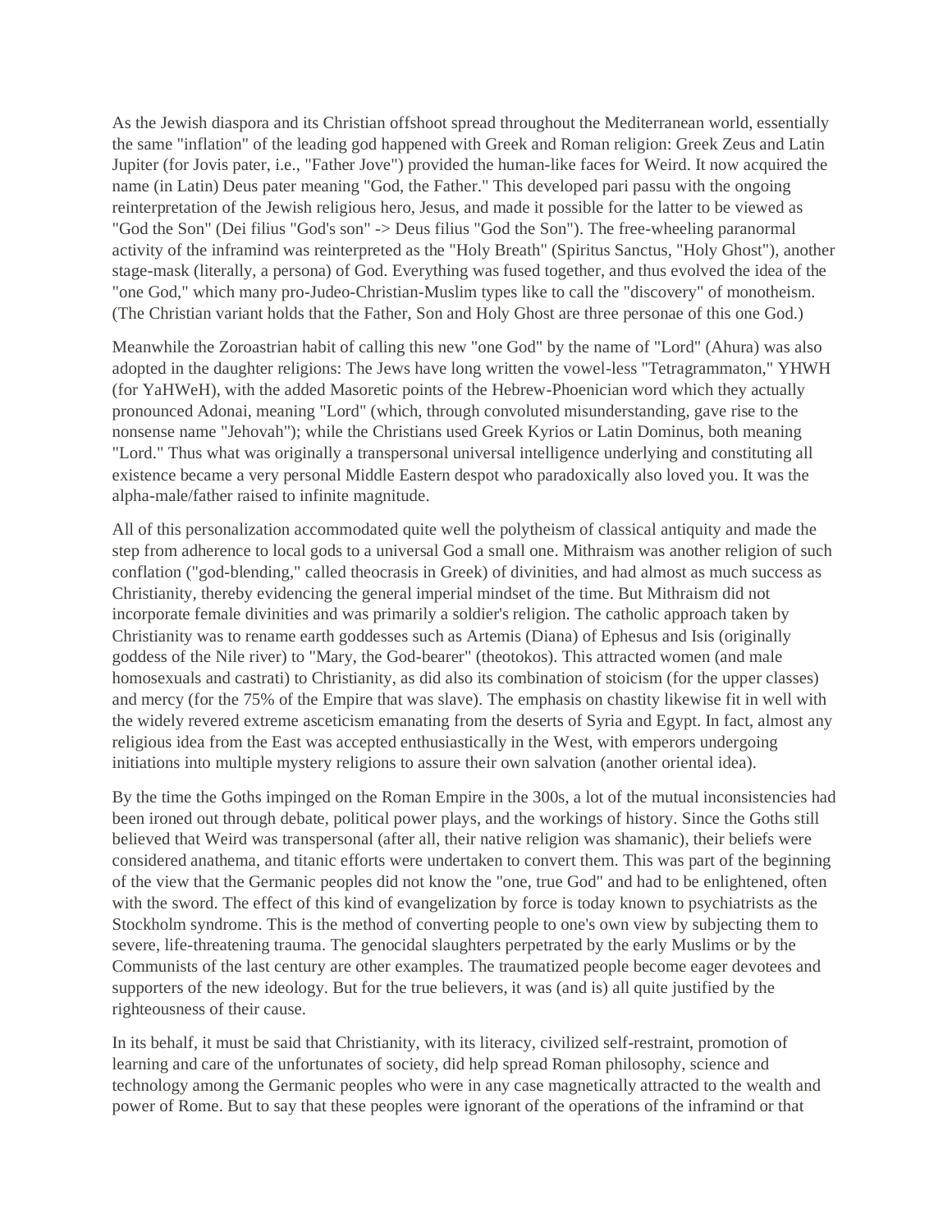As the Jewish diaspora and its Christian offshoot spread throughout the Mediterranean world, essentially the same "inflation" of the leading god happened with Greek and Roman religion: Greek Zeus and Latin Jupiter (for Jovis pater, i.e., "Father Jove") provided the human-like faces for Weird. It now acquired the name (in Latin) Deus pater meaning "God, the Father." This developed pari passu with the ongoing reinterpretation of the Jewish religious hero, Jesus, and made it possible for the latter to be viewed as "God the Son" (Dei filius "God's son" -> Deus filius "God the Son"). The free-wheeling paranormal activity of the inframind was reinterpreted as the "Holy Breath" (Spiritus Sanctus, "Holy Ghost"), another stage-mask (literally, a persona) of God. Everything was fused together, and thus evolved the idea of the "one God," which many pro-Judeo-Christian-Muslim types like to call the "discovery" of monotheism. (The Christian variant holds that the Father, Son and Holy Ghost are three personae of this one God.)

Meanwhile the Zoroastrian habit of calling this new "one God" by the name of "Lord" (Ahura) was also adopted in the daughter religions: The Jews have long written the vowel-less "Tetragrammaton," YHWH (for YaHWeH), with the added Masoretic points of the Hebrew-Phoenician word which they actually pronounced Adonai, meaning "Lord" (which, through convoluted misunderstanding, gave rise to the nonsense name "Jehovah"); while the Christians used Greek Kyrios or Latin Dominus, both meaning "Lord." Thus what was originally a transpersonal universal intelligence underlying and constituting all existence became a very personal Middle Eastern despot who paradoxically also loved you. It was the alpha-male/father raised to infinite magnitude.

All of this personalization accommodated quite well the polytheism of classical antiquity and made the step from adherence to local gods to a universal God a small one. Mithraism was another religion of such conflation ("god-blending," called theocrasis in Greek) of divinities, and had almost as much success as Christianity, thereby evidencing the general imperial mindset of the time. But Mithraism did not incorporate female divinities and was primarily a soldier's religion. The catholic approach taken by Christianity was to rename earth goddesses such as Artemis (Diana) of Ephesus and Isis (originally goddess of the Nile river) to "Mary, the God-bearer" (theotokos). This attracted women (and male homosexuals and castrati) to Christianity, as did also its combination of stoicism (for the upper classes) and mercy (for the 75% of the Empire that was slave). The emphasis on chastity likewise fit in well with the widely revered extreme asceticism emanating from the deserts of Syria and Egypt. In fact, almost any religious idea from the East was accepted enthusiastically in the West, with emperors undergoing initiations into multiple mystery religions to assure their own salvation (another oriental idea).

By the time the Goths impinged on the Roman Empire in the 300s, a lot of the mutual inconsistencies had been ironed out through debate, political power plays, and the workings of history. Since the Goths still believed that Weird was transpersonal (after all, their native religion was shamanic), their beliefs were considered anathema, and titanic efforts were undertaken to convert them. This was part of the beginning of the view that the Germanic peoples did not know the "one, true God" and had to be enlightened, often with the sword. The effect of this kind of evangelization by force is today known to psychiatrists as the Stockholm syndrome. This is the method of converting people to one's own view by subjecting them to severe, life-threatening trauma. The genocidal slaughters perpetrated by the early Muslims or by the Communists of the last century are other examples. The traumatized people become eager devotees and supporters of the new ideology. But for the true believers, it was (and is) all quite justified by the righteousness of their cause.

In its behalf, it must be said that Christianity, with its literacy, civilized self-restraint, promotion of learning and care of the unfortunates of society, did help spread Roman philosophy, science and technology among the Germanic peoples who were in any case magnetically attracted to the wealth and power of Rome. But to say that these peoples were ignorant of the operations of the inframind or that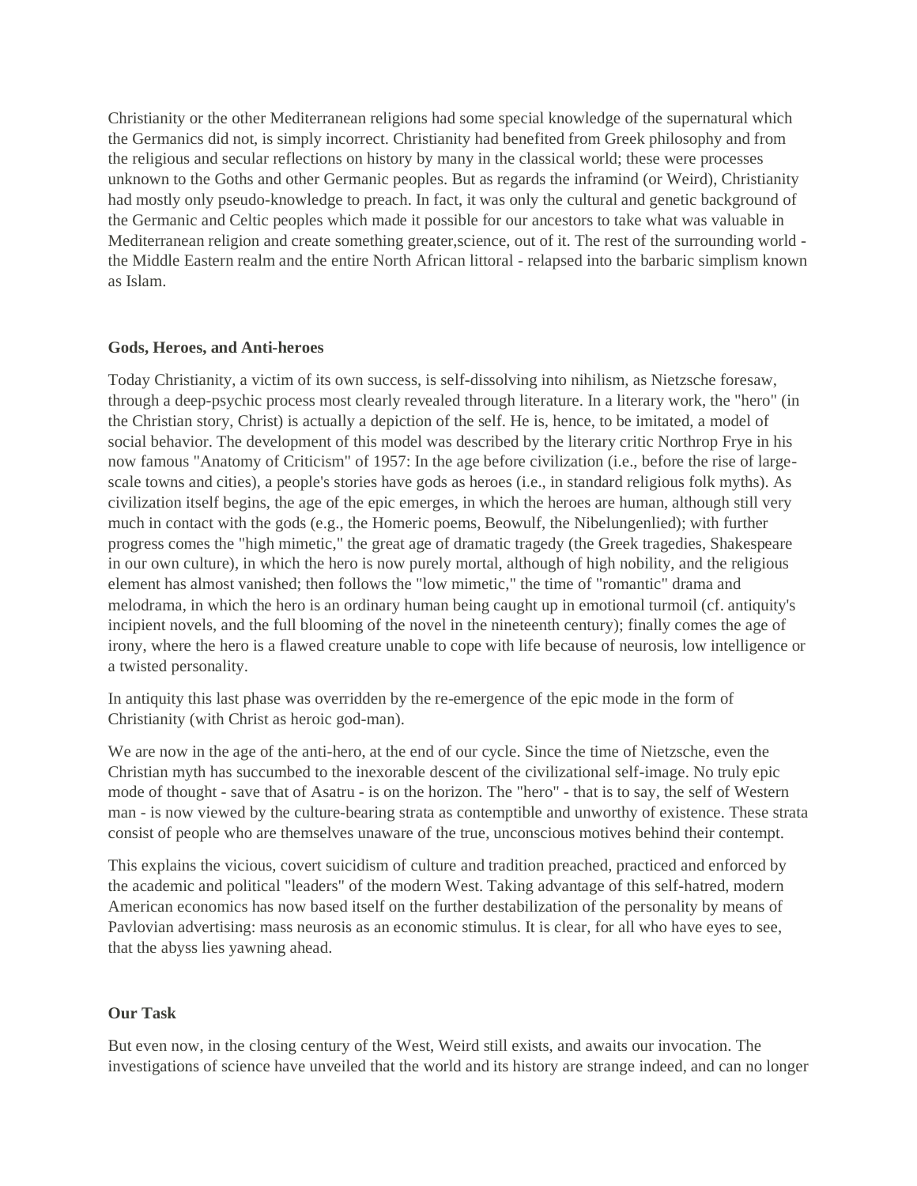Christianity or the other Mediterranean religions had some special knowledge of the supernatural which the Germanics did not, is simply incorrect. Christianity had benefited from Greek philosophy and from the religious and secular reflections on history by many in the classical world; these were processes unknown to the Goths and other Germanic peoples. But as regards the inframind (or Weird), Christianity had mostly only pseudo-knowledge to preach. In fact, it was only the cultural and genetic background of the Germanic and Celtic peoples which made it possible for our ancestors to take what was valuable in Mediterranean religion and create something greater,science, out of it. The rest of the surrounding world - the Middle Eastern realm and the entire North African littoral - relapsed into the barbaric simplism known as Islam.

**Gods, Heroes, and Anti-heroes**

Today Christianity, a victim of its own success, is self-dissolving into nihilism, as Nietzsche foresaw, through a deep-psychic process most clearly revealed through literature. In a literary work, the "hero" (in the Christian story, Christ) is actually a depiction of the self. He is, hence, to be imitated, a model of social behavior. The development of this model was described by the literary critic Northrop Frye in his now famous "Anatomy of Criticism" of 1957: In the age before civilization (i.e., before the rise of large-scale towns and cities), a people's stories have gods as heroes (i.e., in standard religious folk myths). As civilization itself begins, the age of the epic emerges, in which the heroes are human, although still very much in contact with the gods (e.g., the Homeric poems, Beowulf, the Nibelungenlied); with further progress comes the "high mimetic," the great age of dramatic tragedy (the Greek tragedies, Shakespeare in our own culture), in which the hero is now purely mortal, although of high nobility, and the religious element has almost vanished; then follows the "low mimetic," the time of "romantic" drama and melodrama, in which the hero is an ordinary human being caught up in emotional turmoil (cf. antiquity's incipient novels, and the full blooming of the novel in the nineteenth century); finally comes the age of irony, where the hero is a flawed creature unable to cope with life because of neurosis, low intelligence or a twisted personality.

In antiquity this last phase was overridden by the re-emergence of the epic mode in the form of Christianity (with Christ as heroic god-man).

We are now in the age of the anti-hero, at the end of our cycle. Since the time of Nietzsche, even the Christian myth has succumbed to the inexorable descent of the civilizational self-image. No truly epic mode of thought - save that of Asatru - is on the horizon. The "hero" - that is to say, the self of Western man - is now viewed by the culture-bearing strata as contemptible and unworthy of existence. These strata consist of people who are themselves unaware of the true, unconscious motives behind their contempt.

This explains the vicious, covert suicidism of culture and tradition preached, practiced and enforced by the academic and political "leaders" of the modern West. Taking advantage of this self-hatred, modern American economics has now based itself on the further destabilization of the personality by means of Pavlovian advertising: mass neurosis as an economic stimulus. It is clear, for all who have eyes to see, that the abyss lies yawning ahead.

**Our Task**

But even now, in the closing century of the West, Weird still exists, and awaits our invocation. The investigations of science have unveiled that the world and its history are strange indeed, and can no longer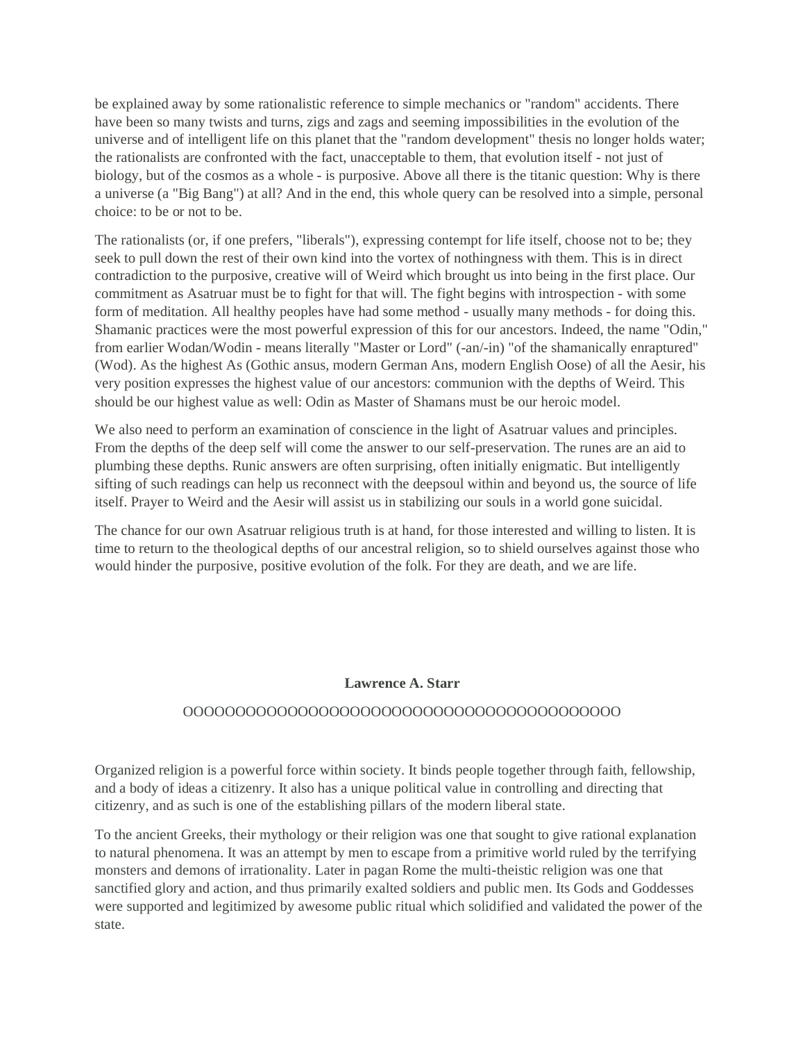be explained away by some rationalistic reference to simple mechanics or "random" accidents. There have been so many twists and turns, zigs and zags and seeming impossibilities in the evolution of the universe and of intelligent life on this planet that the "random development" thesis no longer holds water; the rationalists are confronted with the fact, unacceptable to them, that evolution itself - not just of biology, but of the cosmos as a whole - is purposive. Above all there is the titanic question: Why is there a universe (a "Big Bang") at all? And in the end, this whole query can be resolved into a simple, personal choice: to be or not to be.

The rationalists (or, if one prefers, "liberals"), expressing contempt for life itself, choose not to be; they seek to pull down the rest of their own kind into the vortex of nothingness with them. This is in direct contradiction to the purposive, creative will of Weird which brought us into being in the first place. Our commitment as Asatruar must be to fight for that will. The fight begins with introspection - with some form of meditation. All healthy peoples have had some method - usually many methods - for doing this. Shamanic practices were the most powerful expression of this for our ancestors. Indeed, the name "Odin," from earlier Wodan/Wodin - means literally "Master or Lord" (-an/-in) "of the shamanically enraptured" (Wod). As the highest As (Gothic ansus, modern German Ans, modern English Oose) of all the Aesir, his very position expresses the highest value of our ancestors: communion with the depths of Weird. This should be our highest value as well: Odin as Master of Shamans must be our heroic model.

We also need to perform an examination of conscience in the light of Asatruar values and principles. From the depths of the deep self will come the answer to our self-preservation. The runes are an aid to plumbing these depths. Runic answers are often surprising, often initially enigmatic. But intelligently sifting of such readings can help us reconnect with the deepsoul within and beyond us, the source of life itself. Prayer to Weird and the Aesir will assist us in stabilizing our souls in a world gone suicidal.

The chance for our own Asatruar religious truth is at hand, for those interested and willing to listen. It is time to return to the theological depths of our ancestral religion, so to shield ourselves against those who would hinder the purposive, positive evolution of the folk. For they are death, and we are life.

**Lawrence A. Starr**

OOOOOOOOOOOOOOOOOOOOOOOOOOOOOOOOOOOOOOOOOO

Organized religion is a powerful force within society. It binds people together through faith, fellowship, and a body of ideas a citizenry. It also has a unique political value in controlling and directing that citizenry, and as such is one of the establishing pillars of the modern liberal state.

To the ancient Greeks, their mythology or their religion was one that sought to give rational explanation to natural phenomena. It was an attempt by men to escape from a primitive world ruled by the terrifying monsters and demons of irrationality. Later in pagan Rome the multi-theistic religion was one that sanctified glory and action, and thus primarily exalted soldiers and public men. Its Gods and Goddesses were supported and legitimized by awesome public ritual which solidified and validated the power of the state.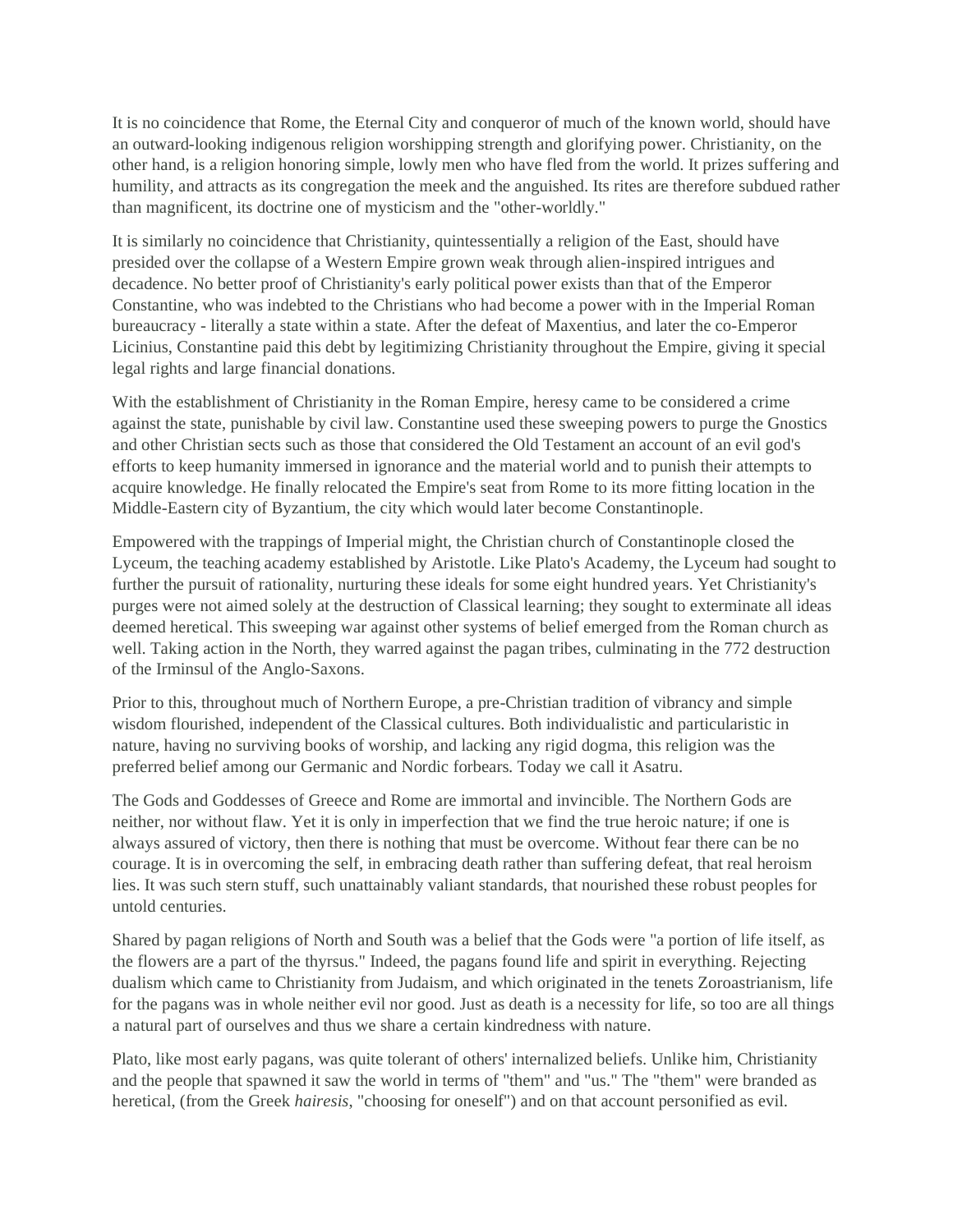It is no coincidence that Rome, the Eternal City and conqueror of much of the known world, should have an outward-looking indigenous religion worshipping strength and glorifying power. Christianity, on the other hand, is a religion honoring simple, lowly men who have fled from the world. It prizes suffering and humility, and attracts as its congregation the meek and the anguished. Its rites are therefore subdued rather than magnificent, its doctrine one of mysticism and the "other-worldly."

It is similarly no coincidence that Christianity, quintessentially a religion of the East, should have presided over the collapse of a Western Empire grown weak through alien-inspired intrigues and decadence. No better proof of Christianity's early political power exists than that of the Emperor Constantine, who was indebted to the Christians who had become a power with in the Imperial Roman bureaucracy - literally a state within a state. After the defeat of Maxentius, and later the co-Emperor Licinius, Constantine paid this debt by legitimizing Christianity throughout the Empire, giving it special legal rights and large financial donations.

With the establishment of Christianity in the Roman Empire, heresy came to be considered a crime against the state, punishable by civil law. Constantine used these sweeping powers to purge the Gnostics and other Christian sects such as those that considered the Old Testament an account of an evil god's efforts to keep humanity immersed in ignorance and the material world and to punish their attempts to acquire knowledge. He finally relocated the Empire's seat from Rome to its more fitting location in the Middle-Eastern city of Byzantium, the city which would later become Constantinople.

Empowered with the trappings of Imperial might, the Christian church of Constantinople closed the Lyceum, the teaching academy established by Aristotle. Like Plato's Academy, the Lyceum had sought to further the pursuit of rationality, nurturing these ideals for some eight hundred years. Yet Christianity's purges were not aimed solely at the destruction of Classical learning; they sought to exterminate all ideas deemed heretical. This sweeping war against other systems of belief emerged from the Roman church as well. Taking action in the North, they warred against the pagan tribes, culminating in the 772 destruction of the Irminsul of the Anglo-Saxons.

Prior to this, throughout much of Northern Europe, a pre-Christian tradition of vibrancy and simple wisdom flourished, independent of the Classical cultures. Both individualistic and particularistic in nature, having no surviving books of worship, and lacking any rigid dogma, this religion was the preferred belief among our Germanic and Nordic forbears. Today we call it Asatru.

The Gods and Goddesses of Greece and Rome are immortal and invincible. The Northern Gods are neither, nor without flaw. Yet it is only in imperfection that we find the true heroic nature; if one is always assured of victory, then there is nothing that must be overcome. Without fear there can be no courage. It is in overcoming the self, in embracing death rather than suffering defeat, that real heroism lies. It was such stern stuff, such unattainably valiant standards, that nourished these robust peoples for untold centuries.

Shared by pagan religions of North and South was a belief that the Gods were "a portion of life itself, as the flowers are a part of the thyrsus." Indeed, the pagans found life and spirit in everything. Rejecting dualism which came to Christianity from Judaism, and which originated in the tenets Zoroastrianism, life for the pagans was in whole neither evil nor good. Just as death is a necessity for life, so too are all things a natural part of ourselves and thus we share a certain kindredness with nature.

Plato, like most early pagans, was quite tolerant of others' internalized beliefs. Unlike him, Christianity and the people that spawned it saw the world in terms of "them" and "us." The "them" were branded as heretical, (from the Greek *hairesis*, "choosing for oneself") and on that account personified as evil.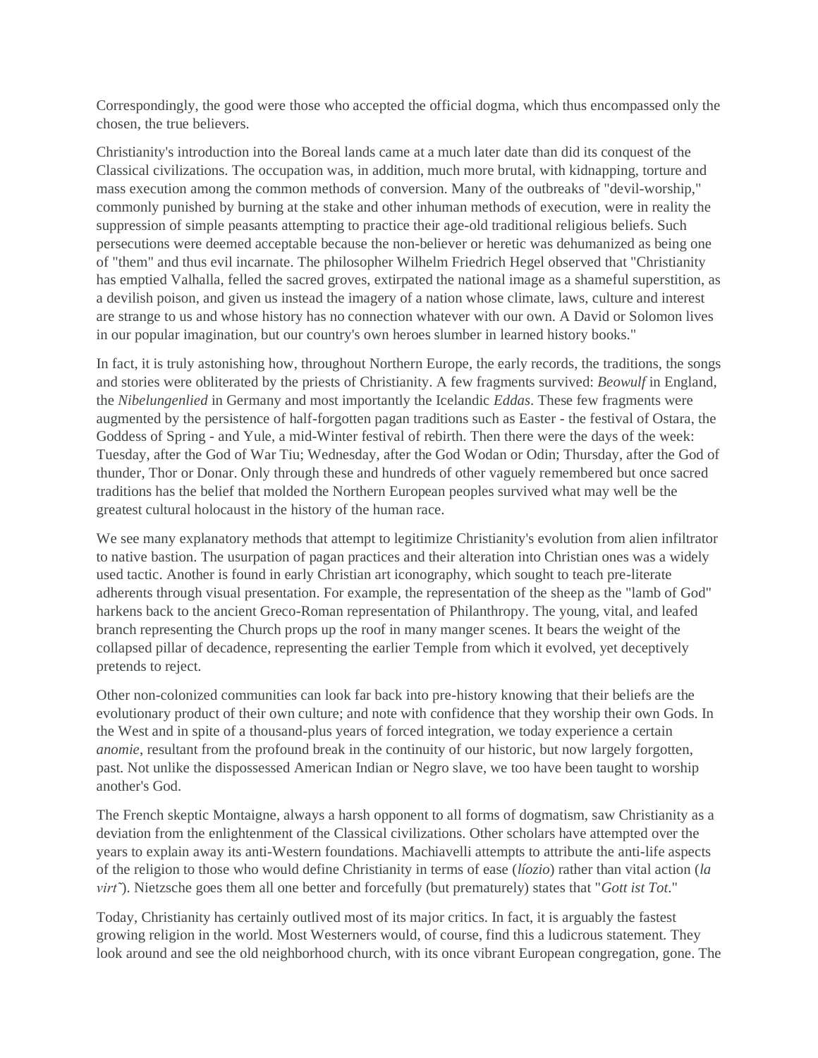Correspondingly, the good were those who accepted the official dogma, which thus encompassed only the chosen, the true believers.

Christianity's introduction into the Boreal lands came at a much later date than did its conquest of the Classical civilizations. The occupation was, in addition, much more brutal, with kidnapping, torture and mass execution among the common methods of conversion. Many of the outbreaks of "devil-worship," commonly punished by burning at the stake and other inhuman methods of execution, were in reality the suppression of simple peasants attempting to practice their age-old traditional religious beliefs. Such persecutions were deemed acceptable because the non-believer or heretic was dehumanized as being one of "them" and thus evil incarnate. The philosopher Wilhelm Friedrich Hegel observed that "Christianity has emptied Valhalla, felled the sacred groves, extirpated the national image as a shameful superstition, as a devilish poison, and given us instead the imagery of a nation whose climate, laws, culture and interest are strange to us and whose history has no connection whatever with our own. A David or Solomon lives in our popular imagination, but our country's own heroes slumber in learned history books."

In fact, it is truly astonishing how, throughout Northern Europe, the early records, the traditions, the songs and stories were obliterated by the priests of Christianity. A few fragments survived: *Beowulf* in England, the *Nibelungenlied* in Germany and most importantly the Icelandic *Eddas*. These few fragments were augmented by the persistence of half-forgotten pagan traditions such as Easter - the festival of Ostara, the Goddess of Spring - and Yule, a mid-Winter festival of rebirth. Then there were the days of the week: Tuesday, after the God of War Tiu; Wednesday, after the God Wodan or Odin; Thursday, after the God of thunder, Thor or Donar. Only through these and hundreds of other vaguely remembered but once sacred traditions has the belief that molded the Northern European peoples survived what may well be the greatest cultural holocaust in the history of the human race.

We see many explanatory methods that attempt to legitimize Christianity's evolution from alien infiltrator to native bastion. The usurpation of pagan practices and their alteration into Christian ones was a widely used tactic. Another is found in early Christian art iconography, which sought to teach pre-literate adherents through visual presentation. For example, the representation of the sheep as the "lamb of God" harkens back to the ancient Greco-Roman representation of Philanthropy. The young, vital, and leafed branch representing the Church props up the roof in many manger scenes. It bears the weight of the collapsed pillar of decadence, representing the earlier Temple from which it evolved, yet deceptively pretends to reject.

Other non-colonized communities can look far back into pre-history knowing that their beliefs are the evolutionary product of their own culture; and note with confidence that they worship their own Gods. In the West and in spite of a thousand-plus years of forced integration, we today experience a certain *anomie*, resultant from the profound break in the continuity of our historic, but now largely forgotten, past. Not unlike the dispossessed American Indian or Negro slave, we too have been taught to worship another's God.

The French skeptic Montaigne, always a harsh opponent to all forms of dogmatism, saw Christianity as a deviation from the enlightenment of the Classical civilizations. Other scholars have attempted over the years to explain away its anti-Western foundations. Machiavelli attempts to attribute the anti-life aspects of the religion to those who would define Christianity in terms of ease (*líozio*) rather than vital action (*la virtˇ*). Nietzsche goes them all one better and forcefully (but prematurely) states that "*Gott ist Tot*."

Today, Christianity has certainly outlived most of its major critics. In fact, it is arguably the fastest growing religion in the world. Most Westerners would, of course, find this a ludicrous statement. They look around and see the old neighborhood church, with its once vibrant European congregation, gone. The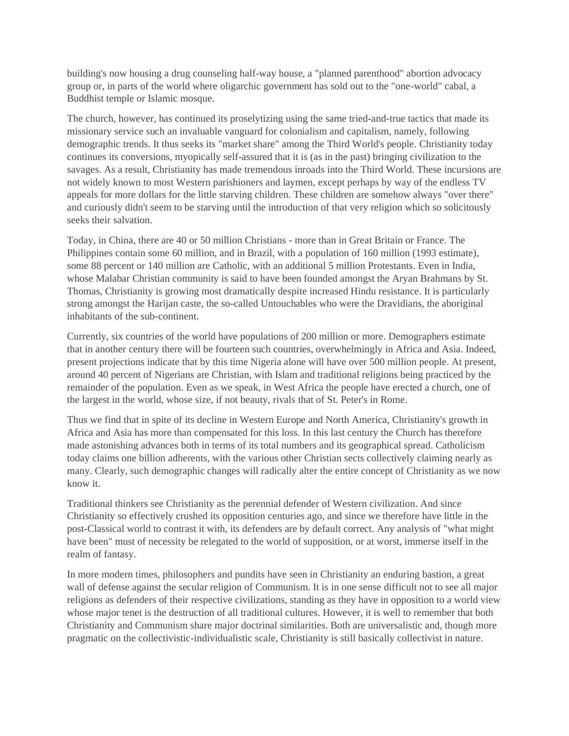building's now housing a drug counseling half-way house, a "planned parenthood" abortion advocacy group or, in parts of the world where oligarchic government has sold out to the "one-world" cabal, a Buddhist temple or Islamic mosque.

The church, however, has continued its proselytizing using the same tried-and-true tactics that made its missionary service such an invaluable vanguard for colonialism and capitalism, namely, following demographic trends. It thus seeks its "market share" among the Third World's people. Christianity today continues its conversions, myopically self-assured that it is (as in the past) bringing civilization to the savages. As a result, Christianity has made tremendous inroads into the Third World. These incursions are not widely known to most Western parishioners and laymen, except perhaps by way of the endless TV appeals for more dollars for the little starving children. These children are somehow always "over there" and curiously didn't seem to be starving until the introduction of that very religion which so solicitously seeks their salvation.

Today, in China, there are 40 or 50 million Christians - more than in Great Britain or France. The Philippines contain some 60 million, and in Brazil, with a population of 160 million (1993 estimate), some 88 percent or 140 million are Catholic, with an additional 5 million Protestants. Even in India, whose Malabar Christian community is said to have been founded amongst the Aryan Brahmans by St. Thomas, Christianity is growing most dramatically despite increased Hindu resistance. It is particularly strong amongst the Harijan caste, the so-called Untouchables who were the Dravidians, the aboriginal inhabitants of the sub-continent.

Currently, six countries of the world have populations of 200 million or more. Demographers estimate that in another century there will be fourteen such countries, overwhelmingly in Africa and Asia. Indeed, present projections indicate that by this time Nigeria alone will have over 500 million people. At present, around 40 percent of Nigerians are Christian, with Islam and traditional religions being practiced by the remainder of the population. Even as we speak, in West Africa the people have erected a church, one of the largest in the world, whose size, if not beauty, rivals that of St. Peter's in Rome.

Thus we find that in spite of its decline in Western Europe and North America, Christianity's growth in Africa and Asia has more than compensated for this loss. In this last century the Church has therefore made astonishing advances both in terms of its total numbers and its geographical spread. Catholicism today claims one billion adherents, with the various other Christian sects collectively claiming nearly as many. Clearly, such demographic changes will radically alter the entire concept of Christianity as we now know it.

Traditional thinkers see Christianity as the perennial defender of Western civilization. And since Christianity so effectively crushed its opposition centuries ago, and since we therefore have little in the post-Classical world to contrast it with, its defenders are by default correct. Any analysis of "what might have been" must of necessity be relegated to the world of supposition, or at worst, immerse itself in the realm of fantasy.

In more modern times, philosophers and pundits have seen in Christianity an enduring bastion, a great wall of defense against the secular religion of Communism. It is in one sense difficult not to see all major religions as defenders of their respective civilizations, standing as they have in opposition to a world view whose major tenet is the destruction of all traditional cultures. However, it is well to remember that both Christianity and Communism share major doctrinal similarities. Both are universalistic and, though more pragmatic on the collectivistic-individualistic scale, Christianity is still basically collectivist in nature.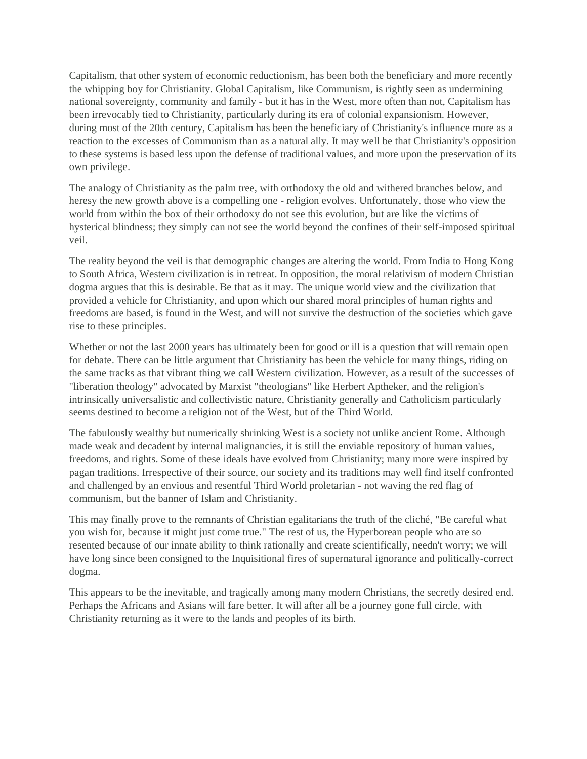Capitalism, that other system of economic reductionism, has been both the beneficiary and more recently the whipping boy for Christianity. Global Capitalism, like Communism, is rightly seen as undermining national sovereignty, community and family - but it has in the West, more often than not, Capitalism has been irrevocably tied to Christianity, particularly during its era of colonial expansionism. However, during most of the 20th century, Capitalism has been the beneficiary of Christianity's influence more as a reaction to the excesses of Communism than as a natural ally. It may well be that Christianity's opposition to these systems is based less upon the defense of traditional values, and more upon the preservation of its own privilege.

The analogy of Christianity as the palm tree, with orthodoxy the old and withered branches below, and heresy the new growth above is a compelling one - religion evolves. Unfortunately, those who view the world from within the box of their orthodoxy do not see this evolution, but are like the victims of hysterical blindness; they simply can not see the world beyond the confines of their self-imposed spiritual veil.

The reality beyond the veil is that demographic changes are altering the world. From India to Hong Kong to South Africa, Western civilization is in retreat. In opposition, the moral relativism of modern Christian dogma argues that this is desirable. Be that as it may. The unique world view and the civilization that provided a vehicle for Christianity, and upon which our shared moral principles of human rights and freedoms are based, is found in the West, and will not survive the destruction of the societies which gave rise to these principles.

Whether or not the last 2000 years has ultimately been for good or ill is a question that will remain open for debate. There can be little argument that Christianity has been the vehicle for many things, riding on the same tracks as that vibrant thing we call Western civilization. However, as a result of the successes of "liberation theology" advocated by Marxist "theologians" like Herbert Aptheker, and the religion's intrinsically universalistic and collectivistic nature, Christianity generally and Catholicism particularly seems destined to become a religion not of the West, but of the Third World.

The fabulously wealthy but numerically shrinking West is a society not unlike ancient Rome. Although made weak and decadent by internal malignancies, it is still the enviable repository of human values, freedoms, and rights. Some of these ideals have evolved from Christianity; many more were inspired by pagan traditions. Irrespective of their source, our society and its traditions may well find itself confronted and challenged by an envious and resentful Third World proletarian - not waving the red flag of communism, but the banner of Islam and Christianity.

This may finally prove to the remnants of Christian egalitarians the truth of the cliché, "Be careful what you wish for, because it might just come true." The rest of us, the Hyperborean people who are so resented because of our innate ability to think rationally and create scientifically, needn't worry; we will have long since been consigned to the Inquisitional fires of supernatural ignorance and politically-correct dogma.

This appears to be the inevitable, and tragically among many modern Christians, the secretly desired end. Perhaps the Africans and Asians will fare better. It will after all be a journey gone full circle, with Christianity returning as it were to the lands and peoples of its birth.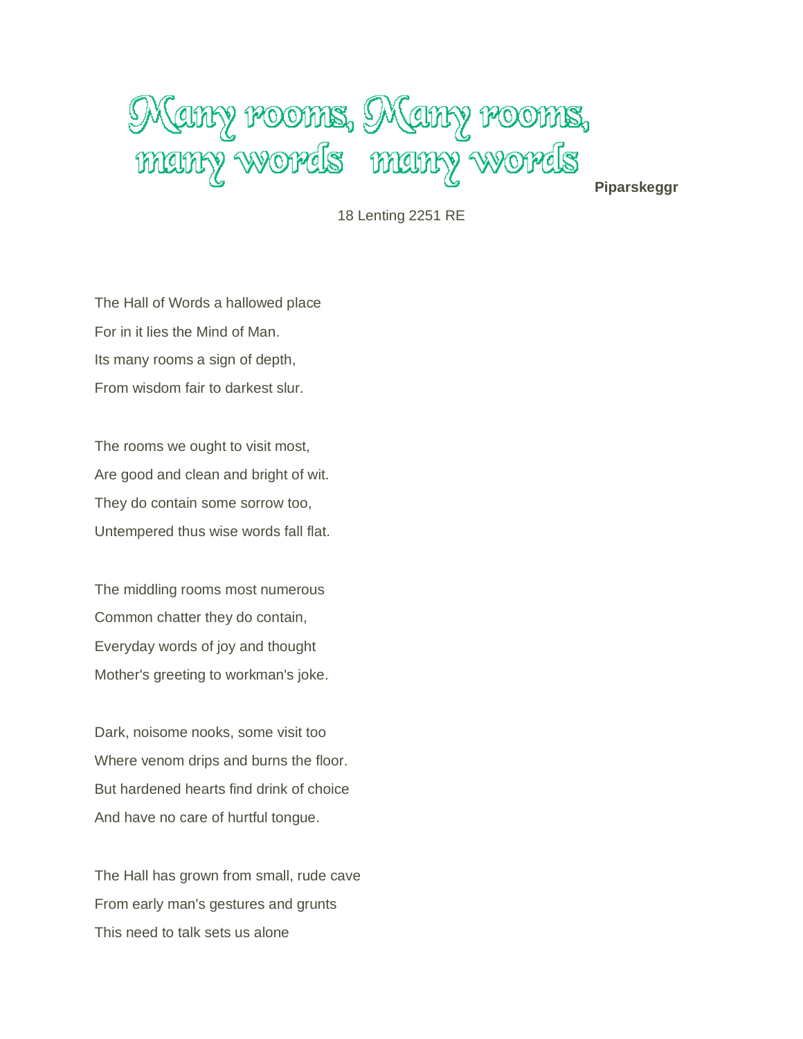# Many rooms, Many rooms, many words many words

**Piparskeggr**

18 Lenting 2251 RE

The Hall of Words a hallowed place
For in it lies the Mind of Man.
Its many rooms a sign of depth,
From wisdom fair to darkest slur.

The rooms we ought to visit most,
Are good and clean and bright of wit.
They do contain some sorrow too,
Untempered thus wise words fall flat.

The middling rooms most numerous
Common chatter they do contain,
Everyday words of joy and thought
Mother's greeting to workman's joke.

Dark, noisome nooks, some visit too
Where venom drips and burns the floor.
But hardened hearts find drink of choice
And have no care of hurtful tongue.

The Hall has grown from small, rude cave
From early man's gestures and grunts
This need to talk sets us alone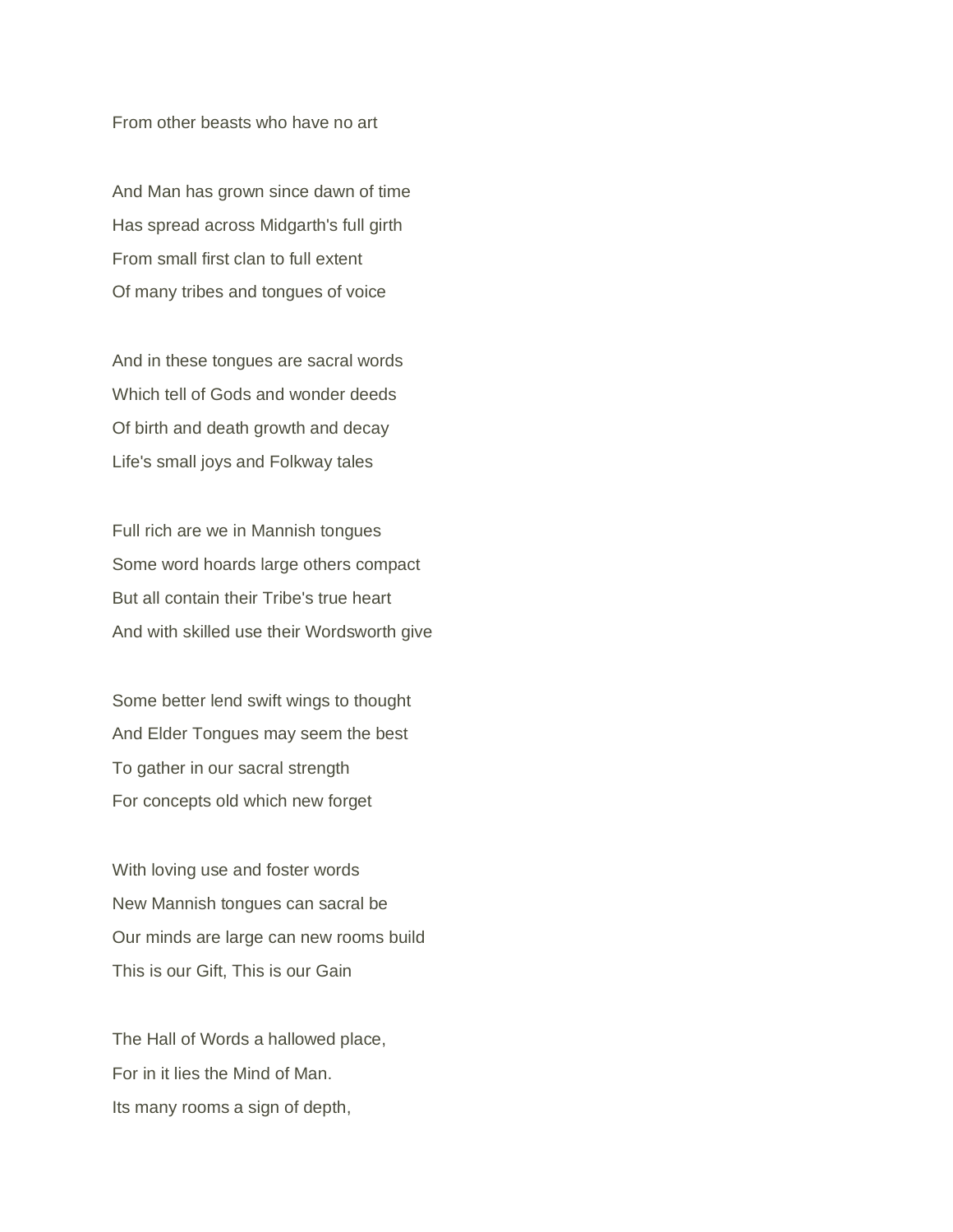From other beasts who have no art

And Man has grown since dawn of time  
Has spread across Midgarth's full girth  
From small first clan to full extent  
Of many tribes and tongues of voice

And in these tongues are sacral words  
Which tell of Gods and wonder deeds  
Of birth and death growth and decay  
Life's small joys and Folkway tales

Full rich are we in Mannish tongues  
Some word hoards large others compact  
But all contain their Tribe's true heart  
And with skilled use their Wordsworth give

Some better lend swift wings to thought  
And Elder Tongues may seem the best  
To gather in our sacral strength  
For concepts old which new forget

With loving use and foster words  
New Mannish tongues can sacral be  
Our minds are large can new rooms build  
This is our Gift, This is our Gain

The Hall of Words a hallowed place,  
For in it lies the Mind of Man.  
Its many rooms a sign of depth,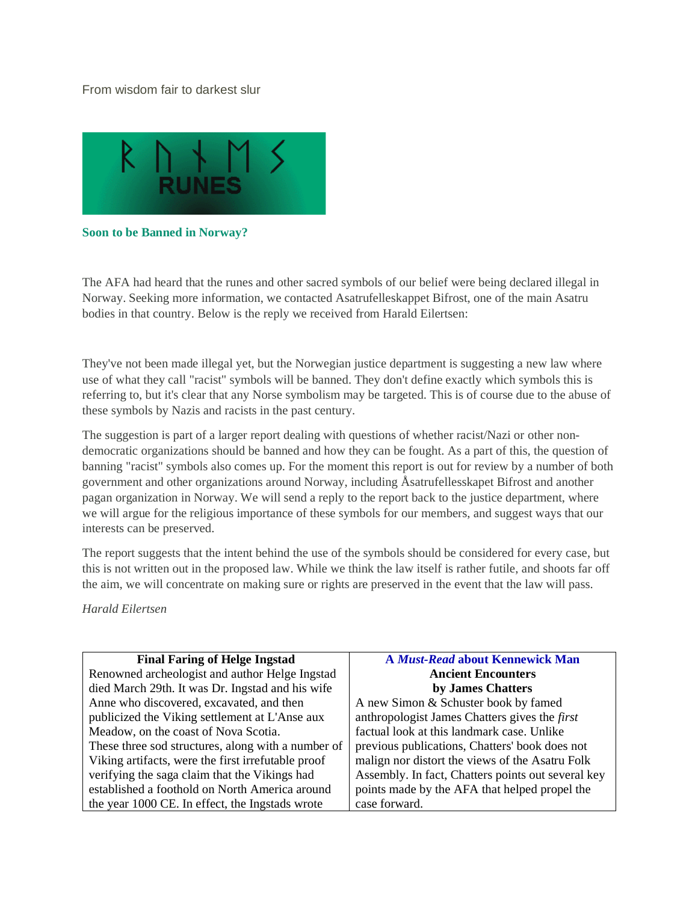From wisdom fair to darkest slur

ᚱ ᚢ ᚾ ᛖ ᛊ
RUNES

**Soon to be Banned in Norway?**

The AFA had heard that the runes and other sacred symbols of our belief were being declared illegal in Norway. Seeking more information, we contacted Asatrufelleskappet Bifrost, one of the main Asatru bodies in that country. Below is the reply we received from Harald Eilertsen:

They've not been made illegal yet, but the Norwegian justice department is suggesting a new law where use of what they call "racist" symbols will be banned. They don't define exactly which symbols this is referring to, but it's clear that any Norse symbolism may be targeted. This is of course due to the abuse of these symbols by Nazis and racists in the past century.

The suggestion is part of a larger report dealing with questions of whether racist/Nazi or other non-democratic organizations should be banned and how they can be fought. As a part of this, the question of banning "racist" symbols also comes up. For the moment this report is out for review by a number of both government and other organizations around Norway, including Åsatrufellesskapet Bifrost and another pagan organization in Norway. We will send a reply to the report back to the justice department, where we will argue for the religious importance of these symbols for our members, and suggest ways that our interests can be preserved.

The report suggests that the intent behind the use of the symbols should be considered for every case, but this is not written out in the proposed law. While we think the law itself is rather futile, and shoots far off the aim, we will concentrate on making sure or rights are preserved in the event that the law will pass.

*Harald Eilertsen*

| **Final Faring of Helge Ingstad** | **A *Must-Read* about Kennewick Man** |
|---|---|
| Renowned archeologist and author Helge Ingstad died March 29th. It was Dr. Ingstad and his wife Anne who discovered, excavated, and then publicized the Viking settlement at L'Anse aux Meadow, on the coast of Nova Scotia. These three sod structures, along with a number of Viking artifacts, were the first irrefutable proof verifying the saga claim that the Vikings had established a foothold on North America around the year 1000 CE. In effect, the Ingstads wrote | **Ancient Encounters** **by James Chatters** A new Simon & Schuster book by famed anthropologist James Chatters gives the *first* factual look at this landmark case. Unlike previous publications, Chatters' book does not malign nor distort the views of the Asatru Folk Assembly. In fact, Chatters points out several key points made by the AFA that helped propel the case forward. |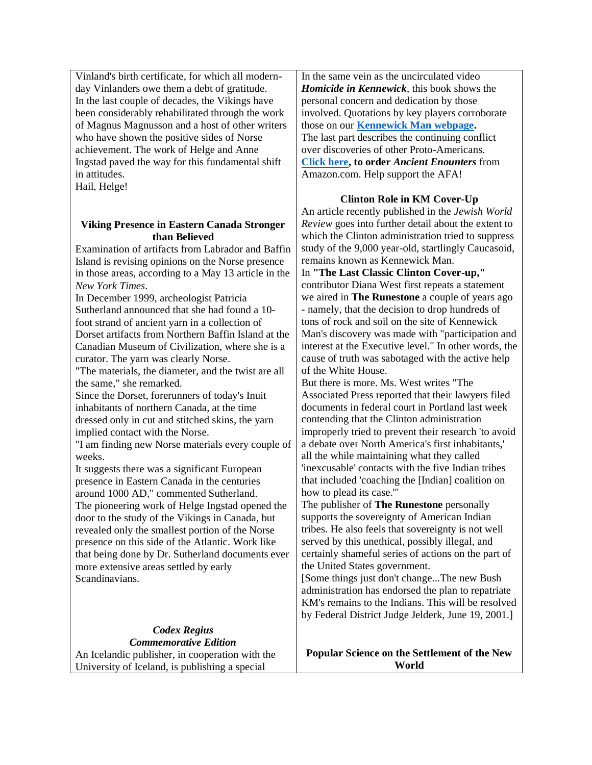Vinland's birth certificate, for which all modern-day Vinlanders owe them a debt of gratitude.

In the last couple of decades, the Vikings have been considerably rehabilitated through the work of Magnus Magnusson and a host of other writers who have shown the positive sides of Norse achievement. The work of Helge and Anne Ingstad paved the way for this fundamental shift in attitudes.

Hail, Helge!

### Viking Presence in Eastern Canada Stronger than Believed

Examination of artifacts from Labrador and Baffin Island is revising opinions on the Norse presence in those areas, according to a May 13 article in the *New York Times*.

In December 1999, archeologist Patricia Sutherland announced that she had found a 10-foot strand of ancient yarn in a collection of Dorset artifacts from Northern Baffin Island at the Canadian Museum of Civilization, where she is a curator. The yarn was clearly Norse.

"The materials, the diameter, and the twist are all the same," she remarked.

Since the Dorset, forerunners of today's Inuit inhabitants of northern Canada, at the time dressed only in cut and stitched skins, the yarn implied contact with the Norse.

"I am finding new Norse materials every couple of weeks.

It suggests there was a significant European presence in Eastern Canada in the centuries around 1000 AD," commented Sutherland.

The pioneering work of Helge Ingstad opened the door to the study of the Vikings in Canada, but revealed only the smallest portion of the Norse presence on this side of the Atlantic. Work like that being done by Dr. Sutherland documents ever more extensive areas settled by early Scandinavians.

### *Codex Regius Commemorative Edition*

An Icelandic publisher, in cooperation with the University of Iceland, is publishing a special

In the same vein as the uncirculated video ***Homicide in Kennewick***, this book shows the personal concern and dedication by those involved. Quotations by key players corroborate those on our **Kennewick Man webpage**.

The last part describes the continuing conflict over discoveries of other Proto-Americans.

**Click here, to order *Ancient Enounters*** from Amazon.com. Help support the AFA!

### Clinton Role in KM Cover-Up

An article recently published in the *Jewish World Review* goes into further detail about the extent to which the Clinton administration tried to suppress study of the 9,000 year-old, startlingly Caucasoid, remains known as Kennewick Man.

In **"The Last Classic Clinton Cover-up,"** contributor Diana West first repeats a statement we aired in **The Runestone** a couple of years ago - namely, that the decision to drop hundreds of tons of rock and soil on the site of Kennewick Man's discovery was made with "participation and interest at the Executive level." In other words, the cause of truth was sabotaged with the active help of the White House.

But there is more. Ms. West writes "The Associated Press reported that their lawyers filed documents in federal court in Portland last week contending that the Clinton administration improperly tried to prevent their research 'to avoid a debate over North America's first inhabitants,' all the while maintaining what they called 'inexcusable' contacts with the five Indian tribes that included 'coaching the [Indian] coalition on how to plead its case.'"

The publisher of **The Runestone** personally supports the sovereignty of American Indian tribes. He also feels that sovereignty is not well served by this unethical, possibly illegal, and certainly shameful series of actions on the part of the United States government.

[Some things just don't change...The new Bush administration has endorsed the plan to repatriate KM's remains to the Indians. This will be resolved by Federal District Judge Jelderk, June 19, 2001.]

### Popular Science on the Settlement of the New World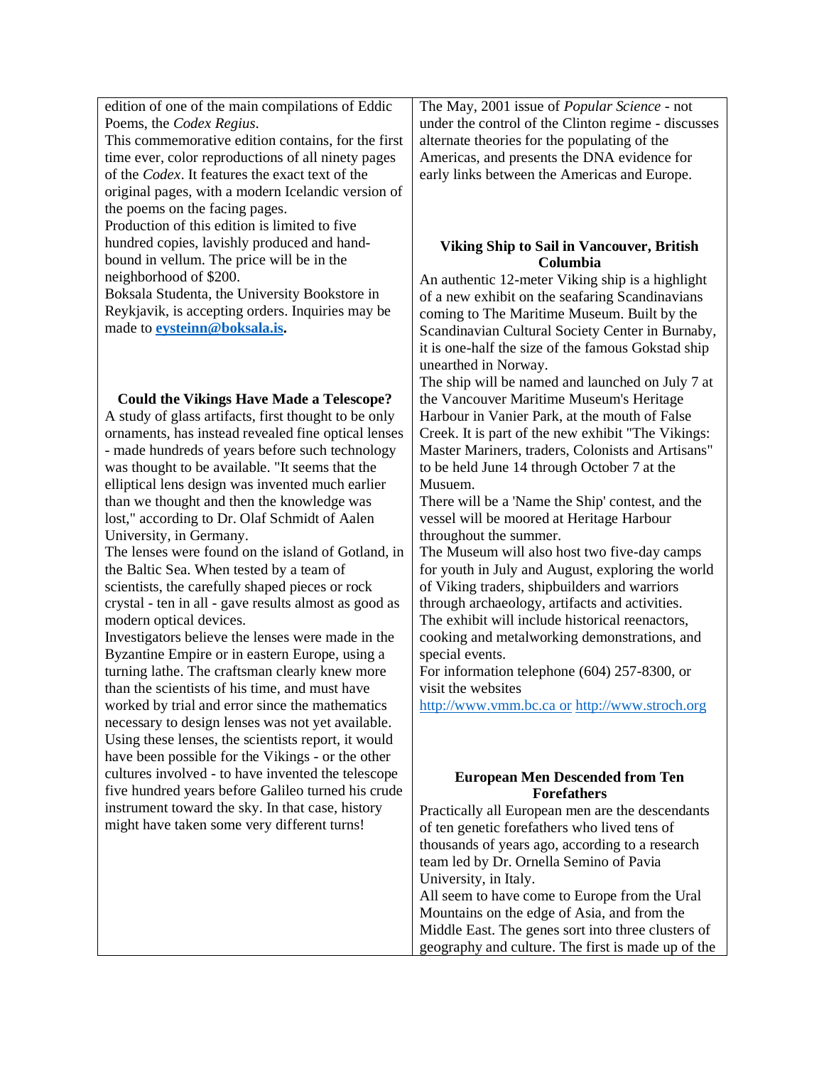edition of one of the main compilations of Eddic Poems, the *Codex Regius*.

This commemorative edition contains, for the first time ever, color reproductions of all ninety pages of the *Codex*. It features the exact text of the original pages, with a modern Icelandic version of the poems on the facing pages.

Production of this edition is limited to five hundred copies, lavishly produced and hand-bound in vellum. The price will be in the neighborhood of $200.

Boksala Studenta, the University Bookstore in Reykjavik, is accepting orders. Inquiries may be made to **eysteinn@boksala.is.**

### Could the Vikings Have Made a Telescope?

A study of glass artifacts, first thought to be only ornaments, has instead revealed fine optical lenses - made hundreds of years before such technology was thought to be available. "It seems that the elliptical lens design was invented much earlier than we thought and then the knowledge was lost," according to Dr. Olaf Schmidt of Aalen University, in Germany.

The lenses were found on the island of Gotland, in the Baltic Sea. When tested by a team of scientists, the carefully shaped pieces or rock crystal - ten in all - gave results almost as good as modern optical devices.

Investigators believe the lenses were made in the Byzantine Empire or in eastern Europe, using a turning lathe. The craftsman clearly knew more than the scientists of his time, and must have worked by trial and error since the mathematics necessary to design lenses was not yet available. Using these lenses, the scientists report, it would have been possible for the Vikings - or the other cultures involved - to have invented the telescope five hundred years before Galileo turned his crude instrument toward the sky. In that case, history might have taken some very different turns!

The May, 2001 issue of *Popular Science* - not under the control of the Clinton regime - discusses alternate theories for the populating of the Americas, and presents the DNA evidence for early links between the Americas and Europe.

### Viking Ship to Sail in Vancouver, British Columbia

An authentic 12-meter Viking ship is a highlight of a new exhibit on the seafaring Scandinavians coming to The Maritime Museum. Built by the Scandinavian Cultural Society Center in Burnaby, it is one-half the size of the famous Gokstad ship unearthed in Norway.

The ship will be named and launched on July 7 at the Vancouver Maritime Museum's Heritage Harbour in Vanier Park, at the mouth of False Creek. It is part of the new exhibit "The Vikings: Master Mariners, traders, Colonists and Artisans" to be held June 14 through October 7 at the Musuem.

There will be a 'Name the Ship' contest, and the vessel will be moored at Heritage Harbour throughout the summer.

The Museum will also host two five-day camps for youth in July and August, exploring the world of Viking traders, shipbuilders and warriors through archaeology, artifacts and activities.

The exhibit will include historical reenactors, cooking and metalworking demonstrations, and special events.

For information telephone (604) 257-8300, or visit the websites http://www.vmm.bc.ca or http://www.stroch.org

### European Men Descended from Ten Forefathers

Practically all European men are the descendants of ten genetic forefathers who lived tens of thousands of years ago, according to a research team led by Dr. Ornella Semino of Pavia University, in Italy.

All seem to have come to Europe from the Ural Mountains on the edge of Asia, and from the Middle East. The genes sort into three clusters of geography and culture. The first is made up of the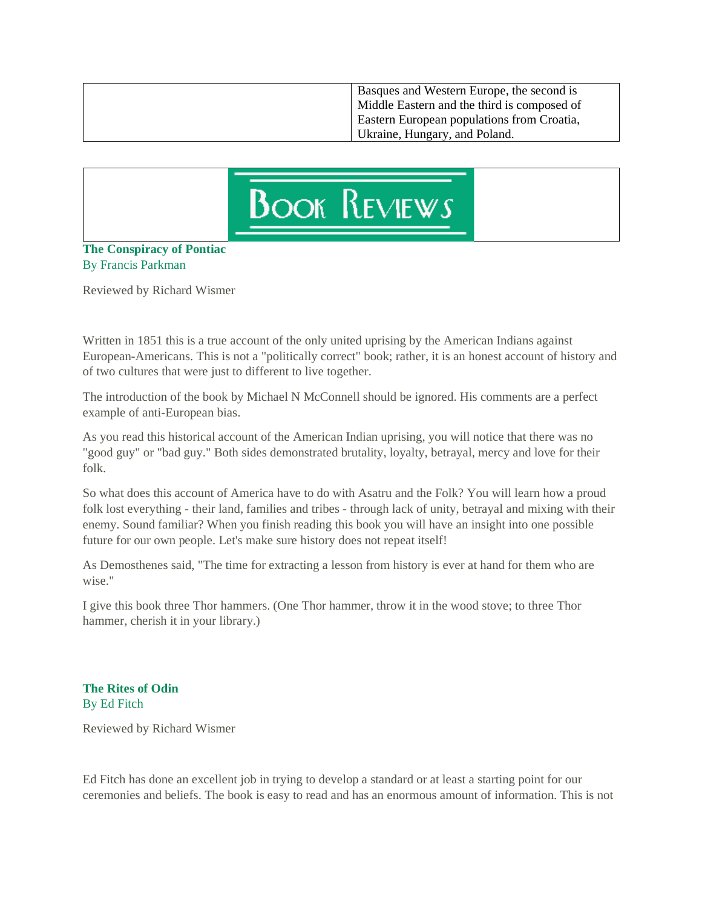| | Basques and Western Europe, the second is Middle Eastern and the third is composed of Eastern European populations from Croatia, Ukraine, Hungary, and Poland. |
|---|---|

# Book Reviews

**The Conspiracy of Pontiac**
By Francis Parkman

Reviewed by Richard Wismer

Written in 1851 this is a true account of the only united uprising by the American Indians against European-Americans. This is not a "politically correct" book; rather, it is an honest account of history and of two cultures that were just to different to live together.

The introduction of the book by Michael N McConnell should be ignored. His comments are a perfect example of anti-European bias.

As you read this historical account of the American Indian uprising, you will notice that there was no "good guy" or "bad guy." Both sides demonstrated brutality, loyalty, betrayal, mercy and love for their folk.

So what does this account of America have to do with Asatru and the Folk? You will learn how a proud folk lost everything - their land, families and tribes - through lack of unity, betrayal and mixing with their enemy. Sound familiar? When you finish reading this book you will have an insight into one possible future for our own people. Let's make sure history does not repeat itself!

As Demosthenes said, "The time for extracting a lesson from history is ever at hand for them who are wise."

I give this book three Thor hammers. (One Thor hammer, throw it in the wood stove; to three Thor hammer, cherish it in your library.)

**The Rites of Odin**
By Ed Fitch

Reviewed by Richard Wismer

Ed Fitch has done an excellent job in trying to develop a standard or at least a starting point for our ceremonies and beliefs. The book is easy to read and has an enormous amount of information. This is not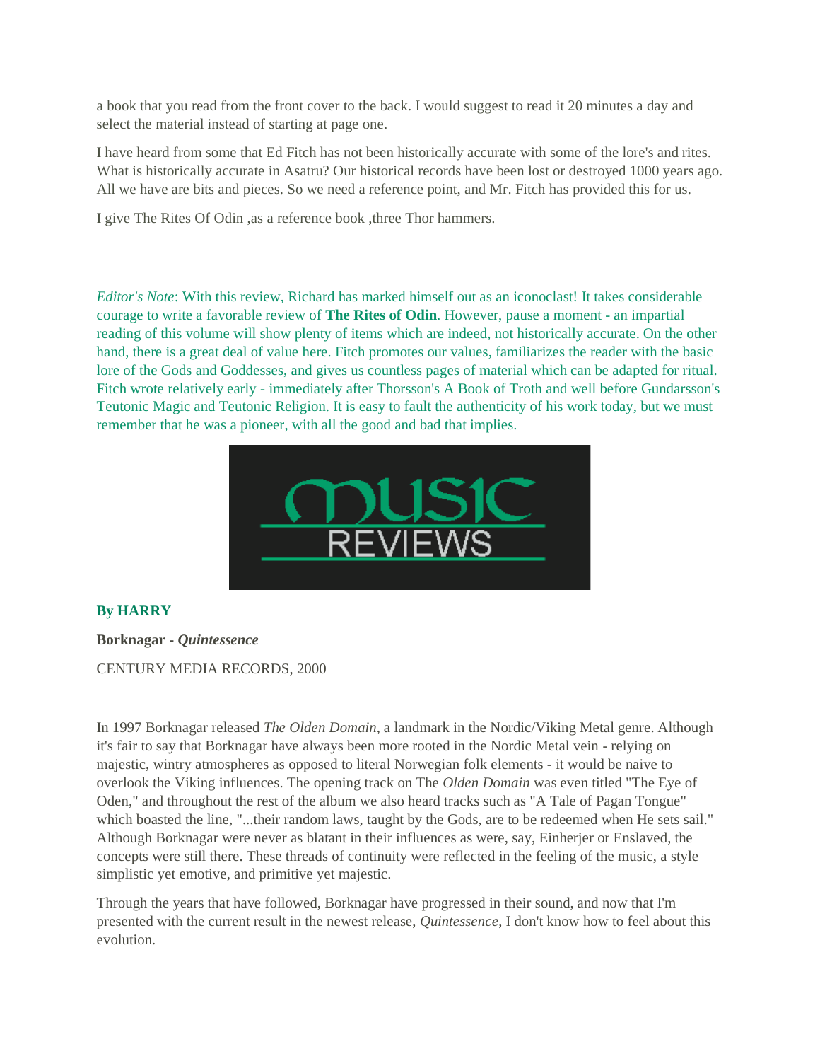a book that you read from the front cover to the back. I would suggest to read it 20 minutes a day and select the material instead of starting at page one.

I have heard from some that Ed Fitch has not been historically accurate with some of the lore's and rites. What is historically accurate in Asatru? Our historical records have been lost or destroyed 1000 years ago. All we have are bits and pieces. So we need a reference point, and Mr. Fitch has provided this for us.

I give The Rites Of Odin ,as a reference book ,three Thor hammers.

*Editor's Note*: With this review, Richard has marked himself out as an iconoclast! It takes considerable courage to write a favorable review of **The Rites of Odin**. However, pause a moment - an impartial reading of this volume will show plenty of items which are indeed, not historically accurate. On the other hand, there is a great deal of value here. Fitch promotes our values, familiarizes the reader with the basic lore of the Gods and Goddesses, and gives us countless pages of material which can be adapted for ritual. Fitch wrote relatively early - immediately after Thorsson's A Book of Troth and well before Gundarsson's Teutonic Magic and Teutonic Religion. It is easy to fault the authenticity of his work today, but we must remember that he was a pioneer, with all the good and bad that implies.

# MUSIC REVIEWS

**By HARRY**

**Borknagar** - ***Quintessence***

CENTURY MEDIA RECORDS, 2000

In 1997 Borknagar released *The Olden Domain*, a landmark in the Nordic/Viking Metal genre. Although it's fair to say that Borknagar have always been more rooted in the Nordic Metal vein - relying on majestic, wintry atmospheres as opposed to literal Norwegian folk elements - it would be naive to overlook the Viking influences. The opening track on The *Olden Domain* was even titled "The Eye of Oden," and throughout the rest of the album we also heard tracks such as "A Tale of Pagan Tongue" which boasted the line, "...their random laws, taught by the Gods, are to be redeemed when He sets sail." Although Borknagar were never as blatant in their influences as were, say, Einherjer or Enslaved, the concepts were still there. These threads of continuity were reflected in the feeling of the music, a style simplistic yet emotive, and primitive yet majestic.

Through the years that have followed, Borknagar have progressed in their sound, and now that I'm presented with the current result in the newest release, *Quintessence*, I don't know how to feel about this evolution.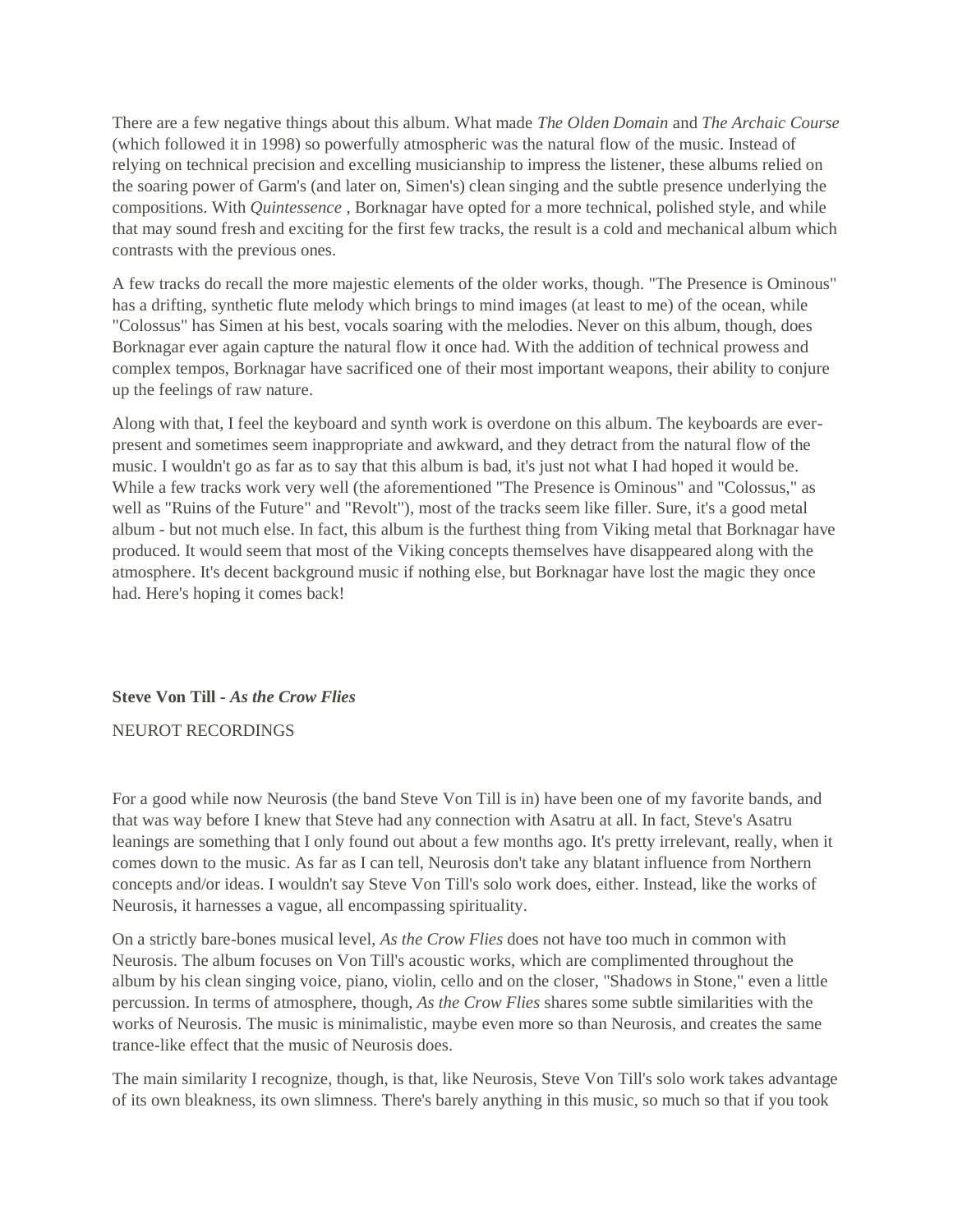There are a few negative things about this album. What made *The Olden Domain* and *The Archaic Course* (which followed it in 1998) so powerfully atmospheric was the natural flow of the music. Instead of relying on technical precision and excelling musicianship to impress the listener, these albums relied on the soaring power of Garm's (and later on, Simen's) clean singing and the subtle presence underlying the compositions. With *Quintessence* , Borknagar have opted for a more technical, polished style, and while that may sound fresh and exciting for the first few tracks, the result is a cold and mechanical album which contrasts with the previous ones.

A few tracks do recall the more majestic elements of the older works, though. "The Presence is Ominous" has a drifting, synthetic flute melody which brings to mind images (at least to me) of the ocean, while "Colossus" has Simen at his best, vocals soaring with the melodies. Never on this album, though, does Borknagar ever again capture the natural flow it once had. With the addition of technical prowess and complex tempos, Borknagar have sacrificed one of their most important weapons, their ability to conjure up the feelings of raw nature.

Along with that, I feel the keyboard and synth work is overdone on this album. The keyboards are ever-present and sometimes seem inappropriate and awkward, and they detract from the natural flow of the music. I wouldn't go as far as to say that this album is bad, it's just not what I had hoped it would be. While a few tracks work very well (the aforementioned "The Presence is Ominous" and "Colossus," as well as "Ruins of the Future" and "Revolt"), most of the tracks seem like filler. Sure, it's a good metal album - but not much else. In fact, this album is the furthest thing from Viking metal that Borknagar have produced. It would seem that most of the Viking concepts themselves have disappeared along with the atmosphere. It's decent background music if nothing else, but Borknagar have lost the magic they once had. Here's hoping it comes back!

**Steve Von Till - *As the Crow Flies***

NEUROT RECORDINGS

For a good while now Neurosis (the band Steve Von Till is in) have been one of my favorite bands, and that was way before I knew that Steve had any connection with Asatru at all. In fact, Steve's Asatru leanings are something that I only found out about a few months ago. It's pretty irrelevant, really, when it comes down to the music. As far as I can tell, Neurosis don't take any blatant influence from Northern concepts and/or ideas. I wouldn't say Steve Von Till's solo work does, either. Instead, like the works of Neurosis, it harnesses a vague, all encompassing spirituality.

On a strictly bare-bones musical level, *As the Crow Flies* does not have too much in common with Neurosis. The album focuses on Von Till's acoustic works, which are complimented throughout the album by his clean singing voice, piano, violin, cello and on the closer, "Shadows in Stone," even a little percussion. In terms of atmosphere, though, *As the Crow Flies* shares some subtle similarities with the works of Neurosis. The music is minimalistic, maybe even more so than Neurosis, and creates the same trance-like effect that the music of Neurosis does.

The main similarity I recognize, though, is that, like Neurosis, Steve Von Till's solo work takes advantage of its own bleakness, its own slimness. There's barely anything in this music, so much so that if you took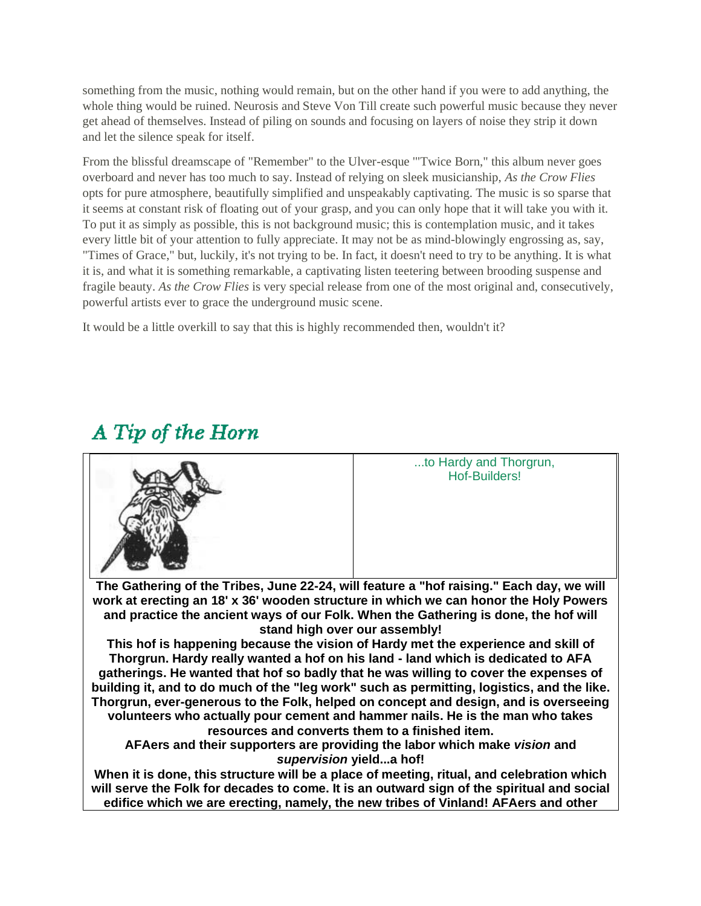something from the music, nothing would remain, but on the other hand if you were to add anything, the whole thing would be ruined. Neurosis and Steve Von Till create such powerful music because they never get ahead of themselves. Instead of piling on sounds and focusing on layers of noise they strip it down and let the silence speak for itself.

From the blissful dreamscape of "Remember" to the Ulver-esque "'Twice Born," this album never goes overboard and never has too much to say. Instead of relying on sleek musicianship, *As the Crow Flies* opts for pure atmosphere, beautifully simplified and unspeakably captivating. The music is so sparse that it seems at constant risk of floating out of your grasp, and you can only hope that it will take you with it. To put it as simply as possible, this is not background music; this is contemplation music, and it takes every little bit of your attention to fully appreciate. It may not be as mind-blowingly engrossing as, say, "Times of Grace," but, luckily, it's not trying to be. In fact, it doesn't need to try to be anything. It is what it is, and what it is something remarkable, a captivating listen teetering between brooding suspense and fragile beauty. *As the Crow Flies* is very special release from one of the most original and, consecutively, powerful artists ever to grace the underground music scene.

It would be a little overkill to say that this is highly recommended then, wouldn't it?

## A Tip of the Horn

...to Hardy and Thorgrun, Hof-Builders!

**The Gathering of the Tribes, June 22-24, will feature a "hof raising." Each day, we will work at erecting an 18' x 36' wooden structure in which we can honor the Holy Powers and practice the ancient ways of our Folk. When the Gathering is done, the hof will stand high over our assembly!**

**This hof is happening because the vision of Hardy met the experience and skill of Thorgrun. Hardy really wanted a hof on his land - land which is dedicated to AFA gatherings. He wanted that hof so badly that he was willing to cover the expenses of building it, and to do much of the "leg work" such as permitting, logistics, and the like. Thorgrun, ever-generous to the Folk, helped on concept and design, and is overseeing volunteers who actually pour cement and hammer nails. He is the man who takes resources and converts them to a finished item.**

**AFAers and their supporters are providing the labor which make *vision* and *supervision* yield...a hof!**

**When it is done, this structure will be a place of meeting, ritual, and celebration which will serve the Folk for decades to come. It is an outward sign of the spiritual and social edifice which we are erecting, namely, the new tribes of Vinland! AFAers and other**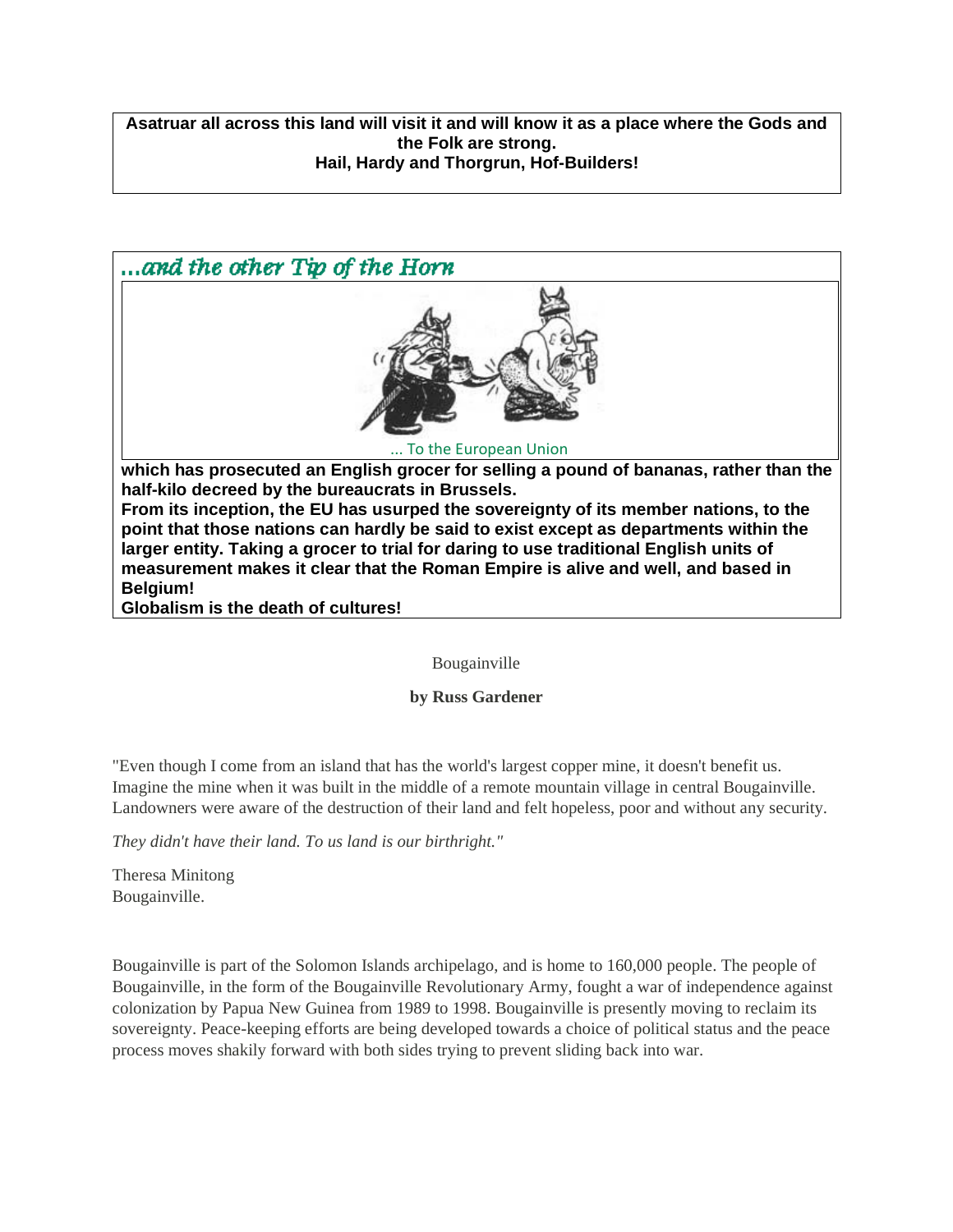**Asatruar all across this land will visit it and will know it as a place where the Gods and the Folk are strong.**
**Hail, Hardy and Thorgrun, Hof-Builders!**

## *...and the other Tip of the Horn*

... To the European Union

**which has prosecuted an English grocer for selling a pound of bananas, rather than the half-kilo decreed by the bureaucrats in Brussels.**
**From its inception, the EU has usurped the sovereignty of its member nations, to the point that those nations can hardly be said to exist except as departments within the larger entity. Taking a grocer to trial for daring to use traditional English units of measurement makes it clear that the Roman Empire is alive and well, and based in Belgium!**
**Globalism is the death of cultures!**

Bougainville

**by Russ Gardener**

"Even though I come from an island that has the world's largest copper mine, it doesn't benefit us. Imagine the mine when it was built in the middle of a remote mountain village in central Bougainville. Landowners were aware of the destruction of their land and felt hopeless, poor and without any security.

*They didn't have their land. To us land is our birthright."*

Theresa Minitong
Bougainville.

Bougainville is part of the Solomon Islands archipelago, and is home to 160,000 people. The people of Bougainville, in the form of the Bougainville Revolutionary Army, fought a war of independence against colonization by Papua New Guinea from 1989 to 1998. Bougainville is presently moving to reclaim its sovereignty. Peace-keeping efforts are being developed towards a choice of political status and the peace process moves shakily forward with both sides trying to prevent sliding back into war.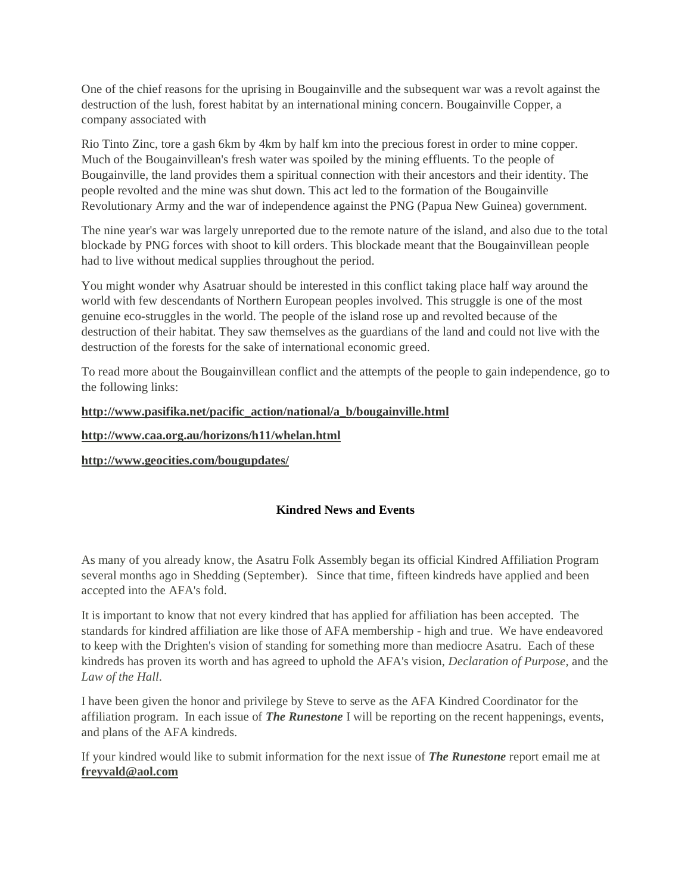One of the chief reasons for the uprising in Bougainville and the subsequent war was a revolt against the destruction of the lush, forest habitat by an international mining concern. Bougainville Copper, a company associated with

Rio Tinto Zinc, tore a gash 6km by 4km by half km into the precious forest in order to mine copper. Much of the Bougainvillean's fresh water was spoiled by the mining effluents. To the people of Bougainville, the land provides them a spiritual connection with their ancestors and their identity. The people revolted and the mine was shut down. This act led to the formation of the Bougainville Revolutionary Army and the war of independence against the PNG (Papua New Guinea) government.

The nine year's war was largely unreported due to the remote nature of the island, and also due to the total blockade by PNG forces with shoot to kill orders. This blockade meant that the Bougainvillean people had to live without medical supplies throughout the period.

You might wonder why Asatruar should be interested in this conflict taking place half way around the world with few descendants of Northern European peoples involved. This struggle is one of the most genuine eco-struggles in the world. The people of the island rose up and revolted because of the destruction of their habitat. They saw themselves as the guardians of the land and could not live with the destruction of the forests for the sake of international economic greed.

To read more about the Bougainvillean conflict and the attempts of the people to gain independence, go to the following links:

**http://www.pasifika.net/pacific_action/national/a_b/bougainville.html**

**http://www.caa.org.au/horizons/h11/whelan.html**

**http://www.geocities.com/bougupdates/**

### Kindred News and Events

As many of you already know, the Asatru Folk Assembly began its official Kindred Affiliation Program several months ago in Shedding (September). Since that time, fifteen kindreds have applied and been accepted into the AFA's fold.

It is important to know that not every kindred that has applied for affiliation has been accepted. The standards for kindred affiliation are like those of AFA membership - high and true. We have endeavored to keep with the Drighten's vision of standing for something more than mediocre Asatru. Each of these kindreds has proven its worth and has agreed to uphold the AFA's vision, *Declaration of Purpose*, and the *Law of the Hall*.

I have been given the honor and privilege by Steve to serve as the AFA Kindred Coordinator for the affiliation program. In each issue of ***The Runestone*** I will be reporting on the recent happenings, events, and plans of the AFA kindreds.

If your kindred would like to submit information for the next issue of ***The Runestone*** report email me at **freyvald@aol.com**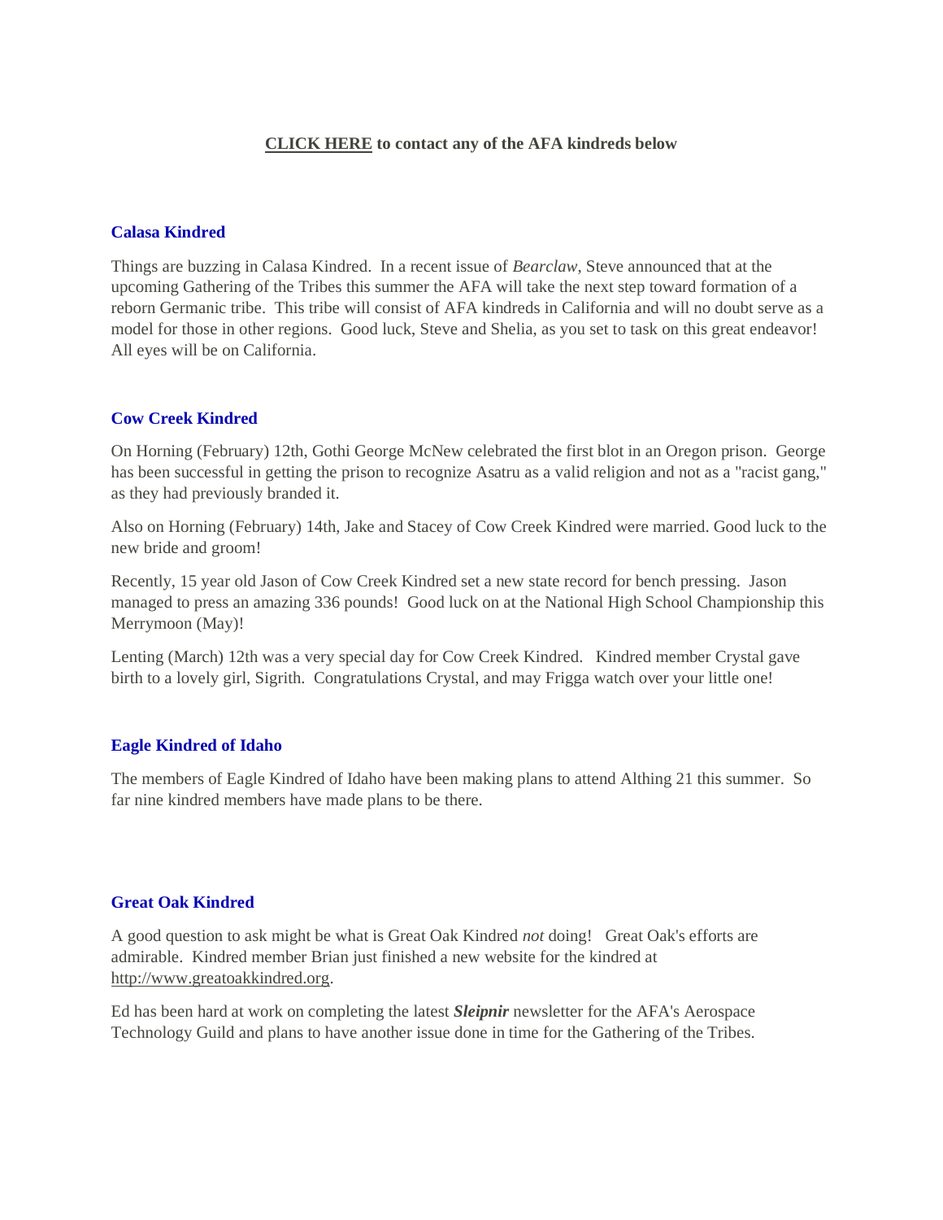**CLICK HERE to contact any of the AFA kindreds below**

### Calasa Kindred

Things are buzzing in Calasa Kindred.  In a recent issue of *Bearclaw*, Steve announced that at the upcoming Gathering of the Tribes this summer the AFA will take the next step toward formation of a reborn Germanic tribe.  This tribe will consist of AFA kindreds in California and will no doubt serve as a model for those in other regions.  Good luck, Steve and Shelia, as you set to task on this great endeavor!  All eyes will be on California.

### Cow Creek Kindred

On Horning (February) 12th, Gothi George McNew celebrated the first blot in an Oregon prison.  George has been successful in getting the prison to recognize Asatru as a valid religion and not as a "racist gang," as they had previously branded it.

Also on Horning (February) 14th, Jake and Stacey of Cow Creek Kindred were married. Good luck to the new bride and groom!

Recently, 15 year old Jason of Cow Creek Kindred set a new state record for bench pressing.  Jason managed to press an amazing 336 pounds!  Good luck on at the National High School Championship this Merrymoon (May)!

Lenting (March) 12th was a very special day for Cow Creek Kindred.   Kindred member Crystal gave birth to a lovely girl, Sigrith.  Congratulations Crystal, and may Frigga watch over your little one!

### Eagle Kindred of Idaho

The members of Eagle Kindred of Idaho have been making plans to attend Althing 21 this summer.  So far nine kindred members have made plans to be there.

### Great Oak Kindred

A good question to ask might be what is Great Oak Kindred *not* doing!   Great Oak's efforts are admirable.  Kindred member Brian just finished a new website for the kindred at http://www.greatoakkindred.org.

Ed has been hard at work on completing the latest ***Sleipnir*** newsletter for the AFA's Aerospace Technology Guild and plans to have another issue done in time for the Gathering of the Tribes.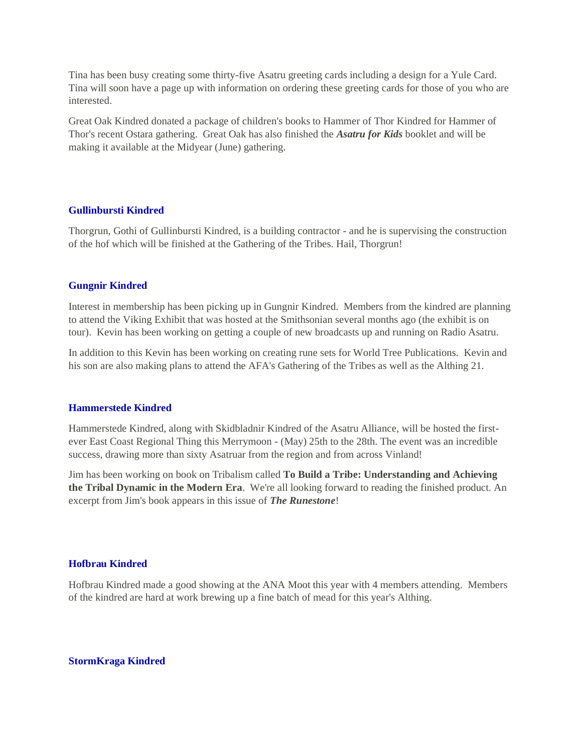Tina has been busy creating some thirty-five Asatru greeting cards including a design for a Yule Card. Tina will soon have a page up with information on ordering these greeting cards for those of you who are interested.

Great Oak Kindred donated a package of children's books to Hammer of Thor Kindred for Hammer of Thor's recent Ostara gathering. Great Oak has also finished the ***Asatru for Kids*** booklet and will be making it available at the Midyear (June) gathering.

### Gullinbursti Kindred

Thorgrun, Gothi of Gullinbursti Kindred, is a building contractor - and he is supervising the construction of the hof which will be finished at the Gathering of the Tribes. Hail, Thorgrun!

### Gungnir Kindred

Interest in membership has been picking up in Gungnir Kindred. Members from the kindred are planning to attend the Viking Exhibit that was hosted at the Smithsonian several months ago (the exhibit is on tour). Kevin has been working on getting a couple of new broadcasts up and running on Radio Asatru.

In addition to this Kevin has been working on creating rune sets for World Tree Publications. Kevin and his son are also making plans to attend the AFA's Gathering of the Tribes as well as the Althing 21.

### Hammerstede Kindred

Hammerstede Kindred, along with Skidbladnir Kindred of the Asatru Alliance, will be hosted the first-ever East Coast Regional Thing this Merrymoon - (May) 25th to the 28th. The event was an incredible success, drawing more than sixty Asatruar from the region and from across Vinland!

Jim has been working on book on Tribalism called **To Build a Tribe: Understanding and Achieving the Tribal Dynamic in the Modern Era**. We're all looking forward to reading the finished product. An excerpt from Jim's book appears in this issue of ***The Runestone***!

### Hofbrau Kindred

Hofbrau Kindred made a good showing at the ANA Moot this year with 4 members attending. Members of the kindred are hard at work brewing up a fine batch of mead for this year's Althing.

### StormKraga Kindred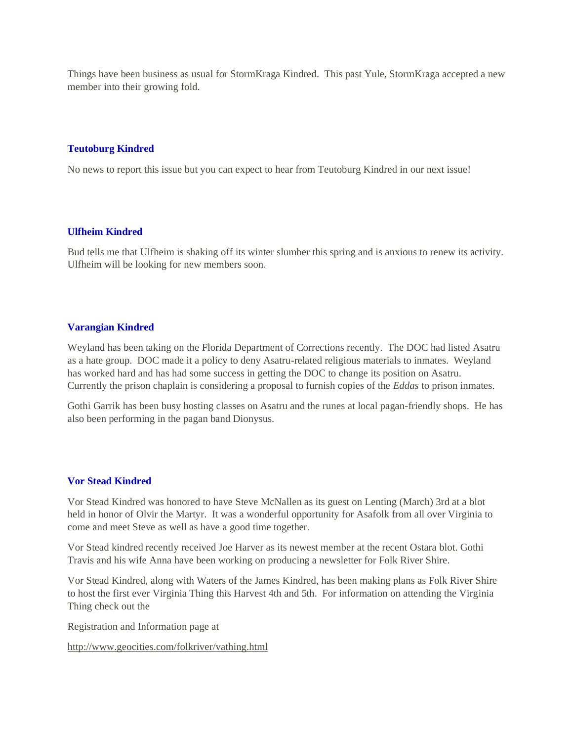Things have been business as usual for StormKraga Kindred. This past Yule, StormKraga accepted a new member into their growing fold.

### Teutoburg Kindred

No news to report this issue but you can expect to hear from Teutoburg Kindred in our next issue!

### Ulfheim Kindred

Bud tells me that Ulfheim is shaking off its winter slumber this spring and is anxious to renew its activity. Ulfheim will be looking for new members soon.

### Varangian Kindred

Weyland has been taking on the Florida Department of Corrections recently. The DOC had listed Asatru as a hate group. DOC made it a policy to deny Asatru-related religious materials to inmates. Weyland has worked hard and has had some success in getting the DOC to change its position on Asatru. Currently the prison chaplain is considering a proposal to furnish copies of the *Eddas* to prison inmates.

Gothi Garrik has been busy hosting classes on Asatru and the runes at local pagan-friendly shops. He has also been performing in the pagan band Dionysus.

### Vor Stead Kindred

Vor Stead Kindred was honored to have Steve McNallen as its guest on Lenting (March) 3rd at a blot held in honor of Olvir the Martyr. It was a wonderful opportunity for Asafolk from all over Virginia to come and meet Steve as well as have a good time together.

Vor Stead kindred recently received Joe Harver as its newest member at the recent Ostara blot. Gothi Travis and his wife Anna have been working on producing a newsletter for Folk River Shire.

Vor Stead Kindred, along with Waters of the James Kindred, has been making plans as Folk River Shire to host the first ever Virginia Thing this Harvest 4th and 5th. For information on attending the Virginia Thing check out the

Registration and Information page at

http://www.geocities.com/folkriver/vathing.html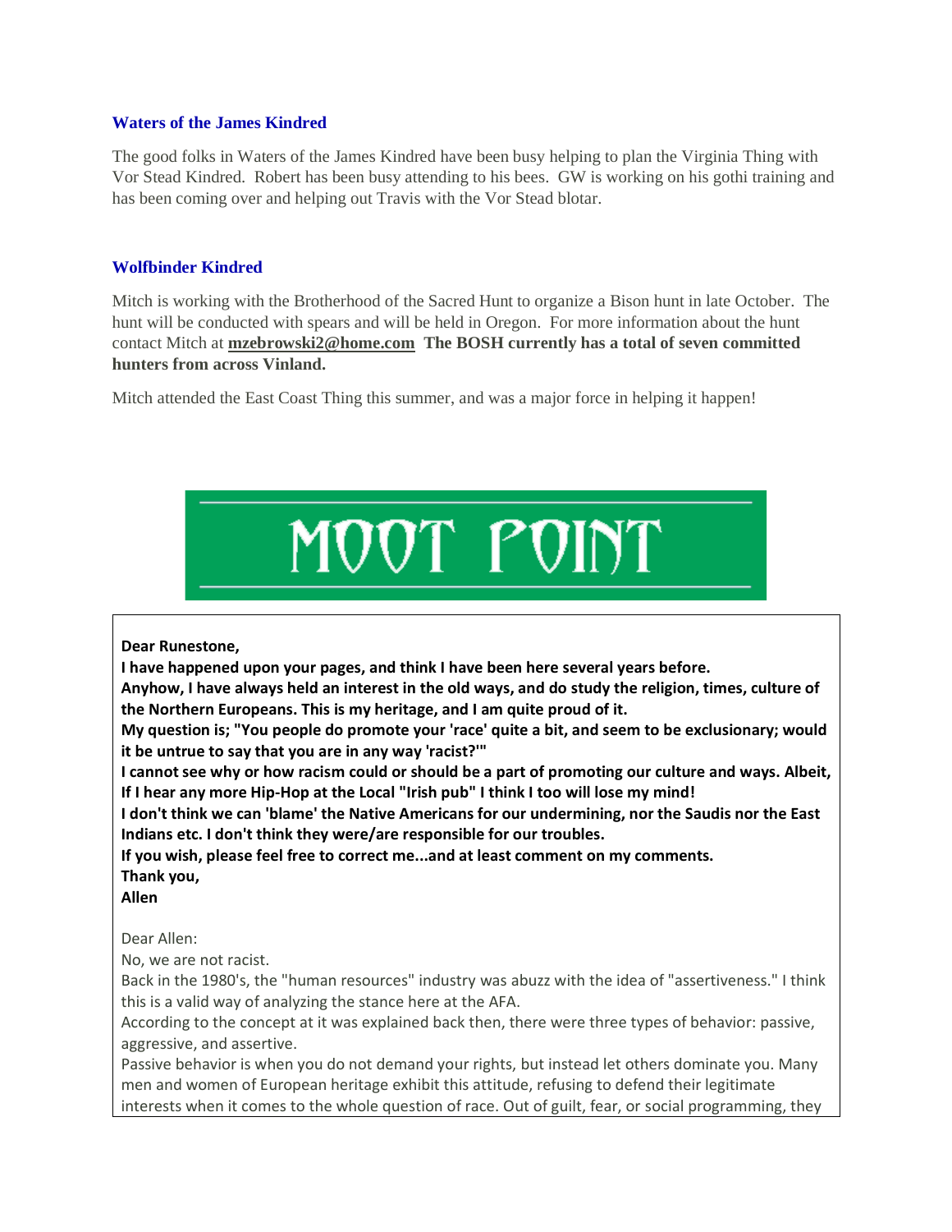### Waters of the James Kindred

The good folks in Waters of the James Kindred have been busy helping to plan the Virginia Thing with Vor Stead Kindred. Robert has been busy attending to his bees. GW is working on his gothi training and has been coming over and helping out Travis with the Vor Stead blotar.

### Wolfbinder Kindred

Mitch is working with the Brotherhood of the Sacred Hunt to organize a Bison hunt in late October. The hunt will be conducted with spears and will be held in Oregon. For more information about the hunt contact Mitch at **mzebrowski2@home.com** **The BOSH currently has a total of seven committed hunters from across Vinland.**

Mitch attended the East Coast Thing this summer, and was a major force in helping it happen!

# MOOT POINT

**Dear Runestone,**
**I have happened upon your pages, and think I have been here several years before.**
**Anyhow, I have always held an interest in the old ways, and do study the religion, times, culture of the Northern Europeans. This is my heritage, and I am quite proud of it.**
**My question is; "You people do promote your 'race' quite a bit, and seem to be exclusionary; would it be untrue to say that you are in any way 'racist?'"**
**I cannot see why or how racism could or should be a part of promoting our culture and ways. Albeit, If I hear any more Hip-Hop at the Local "Irish pub" I think I too will lose my mind!**
**I don't think we can 'blame' the Native Americans for our undermining, nor the Saudis nor the East Indians etc. I don't think they were/are responsible for our troubles.**
**If you wish, please feel free to correct me...and at least comment on my comments.**
**Thank you,**
**Allen**

Dear Allen:
No, we are not racist.
Back in the 1980's, the "human resources" industry was abuzz with the idea of "assertiveness." I think this is a valid way of analyzing the stance here at the AFA.
According to the concept at it was explained back then, there were three types of behavior: passive, aggressive, and assertive.
Passive behavior is when you do not demand your rights, but instead let others dominate you. Many men and women of European heritage exhibit this attitude, refusing to defend their legitimate interests when it comes to the whole question of race. Out of guilt, fear, or social programming, they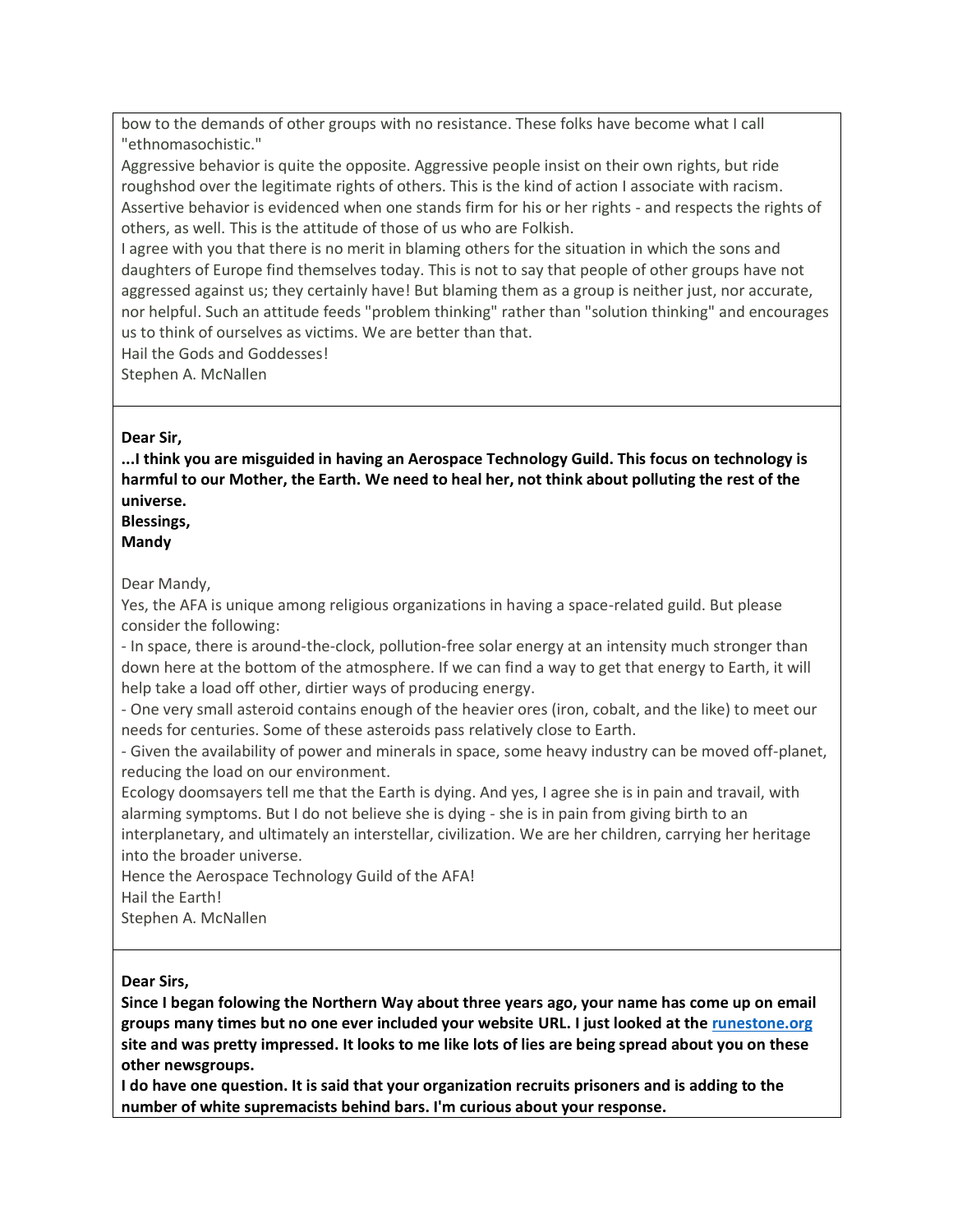bow to the demands of other groups with no resistance. These folks have become what I call "ethnomasochistic."

Aggressive behavior is quite the opposite. Aggressive people insist on their own rights, but ride roughshod over the legitimate rights of others. This is the kind of action I associate with racism.

Assertive behavior is evidenced when one stands firm for his or her rights - and respects the rights of others, as well. This is the attitude of those of us who are Folkish.

I agree with you that there is no merit in blaming others for the situation in which the sons and daughters of Europe find themselves today. This is not to say that people of other groups have not aggressed against us; they certainly have! But blaming them as a group is neither just, nor accurate, nor helpful. Such an attitude feeds "problem thinking" rather than "solution thinking" and encourages us to think of ourselves as victims. We are better than that.

Hail the Gods and Goddesses!

Stephen A. McNallen

---

**Dear Sir,**

**...I think you are misguided in having an Aerospace Technology Guild. This focus on technology is harmful to our Mother, the Earth. We need to heal her, not think about polluting the rest of the universe.**

**Blessings,**

**Mandy**

Dear Mandy,

Yes, the AFA is unique among religious organizations in having a space-related guild. But please consider the following:

- In space, there is around-the-clock, pollution-free solar energy at an intensity much stronger than down here at the bottom of the atmosphere. If we can find a way to get that energy to Earth, it will help take a load off other, dirtier ways of producing energy.
- One very small asteroid contains enough of the heavier ores (iron, cobalt, and the like) to meet our needs for centuries. Some of these asteroids pass relatively close to Earth.
- Given the availability of power and minerals in space, some heavy industry can be moved off-planet, reducing the load on our environment.

Ecology doomsayers tell me that the Earth is dying. And yes, I agree she is in pain and travail, with alarming symptoms. But I do not believe she is dying - she is in pain from giving birth to an interplanetary, and ultimately an interstellar, civilization. We are her children, carrying her heritage into the broader universe.

Hence the Aerospace Technology Guild of the AFA!

Hail the Earth!

Stephen A. McNallen

---

**Dear Sirs,**

**Since I began folowing the Northern Way about three years ago, your name has come up on email groups many times but no one ever included your website URL. I just looked at the runestone.org site and was pretty impressed. It looks to me like lots of lies are being spread about you on these other newsgroups.**

**I do have one question. It is said that your organization recruits prisoners and is adding to the number of white supremacists behind bars. I'm curious about your response.**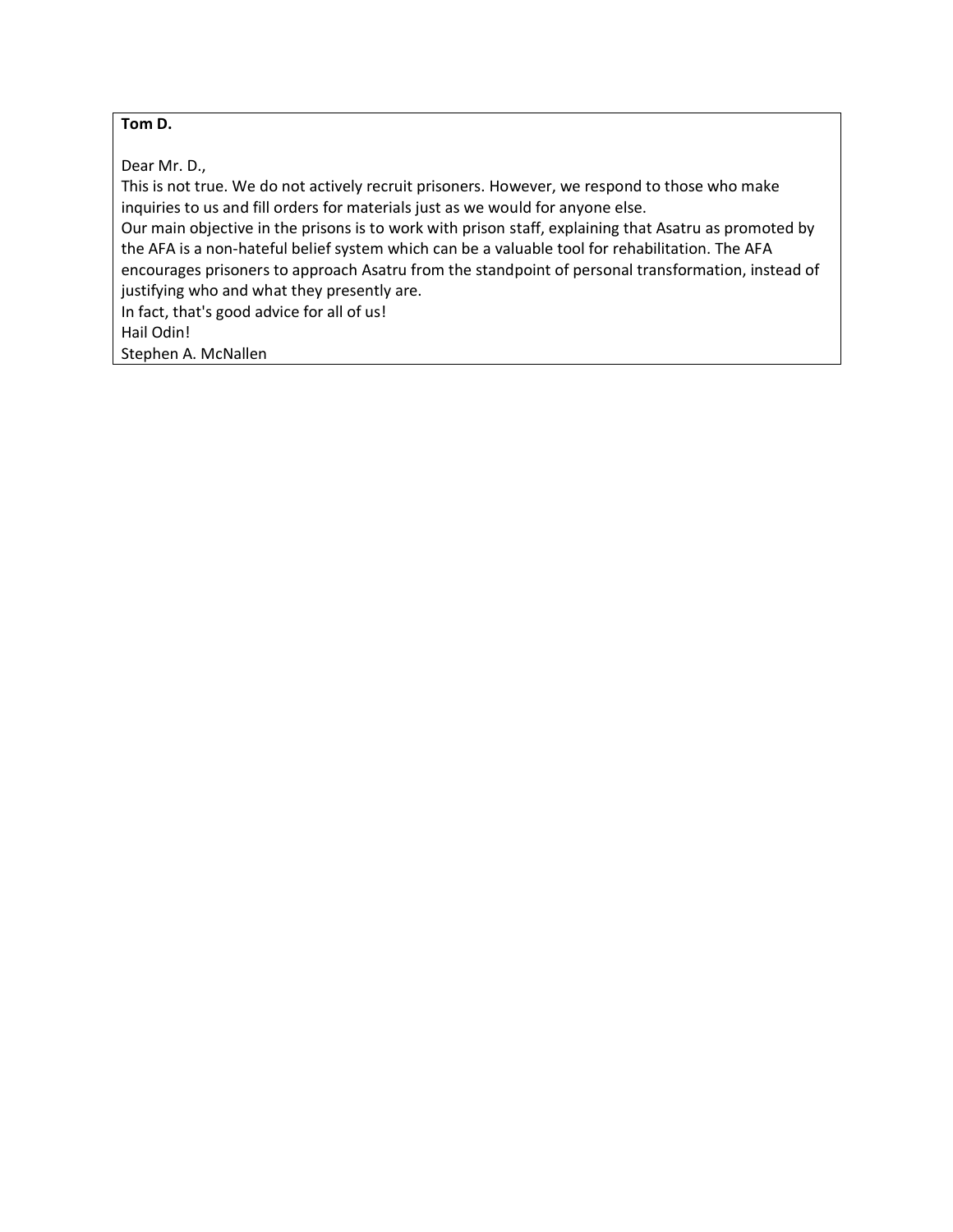**Tom D.**

Dear Mr. D.,

This is not true. We do not actively recruit prisoners. However, we respond to those who make inquiries to us and fill orders for materials just as we would for anyone else.

Our main objective in the prisons is to work with prison staff, explaining that Asatru as promoted by the AFA is a non-hateful belief system which can be a valuable tool for rehabilitation. The AFA encourages prisoners to approach Asatru from the standpoint of personal transformation, instead of justifying who and what they presently are.

In fact, that's good advice for all of us!

Hail Odin!

Stephen A. McNallen